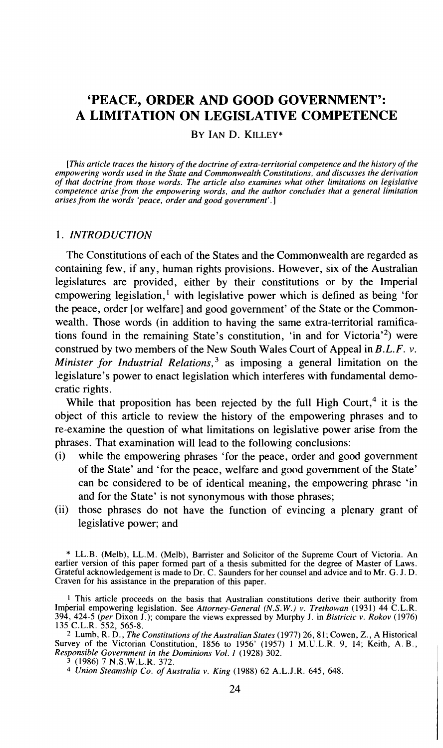# 'PEACE, ORDER AND GOOD GOVERNMENT': A LIMITATION ON LEGISLATIVE COMPETENCE

BY IAN D. KILLEY*

*[This article traces the history of the doctrine of extra-territorial competence and the history of the empowering words used in the State and Commonwealth Constitutions, and discusses the derivation of that doctrine from those words. The article also examines what other limitations on legislative competence arise from the empowering words, and the author concludes that a general limitation arises from the words 'peace, order and good government'.]*

## 1. *INTRODUCTION*

The Constitutions of each of the States and the Commonwealth are regarded as containing few, if any, human rights provisions. However, six of the Australian legislatures are provided, either by their constitutions or by the Imperial empowering legislation,[1] with legislative power which is defined as being 'for the peace, order [or welfare] and good government' of the State or the Commonwealth. Those words (in addition to having the same extra-territorial ramifications found in the remaining State's constitution, 'in and for Victoria'[2]) were construed by two members of the New South Wales Court of Appeal in *B.L.F. v. Minister for Industrial Relations*,[3] as imposing a general limitation on the legislature's power to enact legislation which interferes with fundamental democratic rights.

While that proposition has been rejected by the full High Court,[4] it is the object of this article to review the history of the empowering phrases and to re-examine the question of what limitations on legislative power arise from the phrases. That examination will lead to the following conclusions:

(i) while the empowering phrases 'for the peace, order and good government of the State' and 'for the peace, welfare and good government of the State' can be considered to be of identical meaning, the empowering phrase 'in and for the State' is not synonymous with those phrases;

(ii) those phrases do not have the function of evincing a plenary grant of legislative power; and

\* LL.B. (Melb), LL.M. (Melb), Barrister and Solicitor of the Supreme Court of Victoria. An earlier version of this paper formed part of a thesis submitted for the degree of Master of Laws. Grateful acknowledgement is made to Dr. C. Saunders for her counsel and advice and to Mr. G. J. D. Craven for his assistance in the preparation of this paper.

[1] This article proceeds on the basis that Australian constitutions derive their authority from Imperial empowering legislation. See *Attorney-General (N.S.W.) v. Trethowan* (1931) 44 C.L.R. 394, 424-5 (*per* Dixon J.); compare the views expressed by Murphy J. in *Bistricic v. Rokov* (1976) 135 C.L.R. 552, 565-8.

[2] Lumb, R. D., *The Constitutions of the Australian States* (1977) 26, 81; Cowen, Z., A Historical Survey of the Victorian Constitution, 1856 to 1956' (1957) 1 M.U.L.R. 9, 14; Keith, A. B., *Responsible Government in the Dominions Vol. 1* (1928) 302.

[3] (1986) 7 N.S.W.L.R. 372.

[4] *Union Steamship Co. of Australia v. King* (1988) 62 A.L.J.R. 645, 648.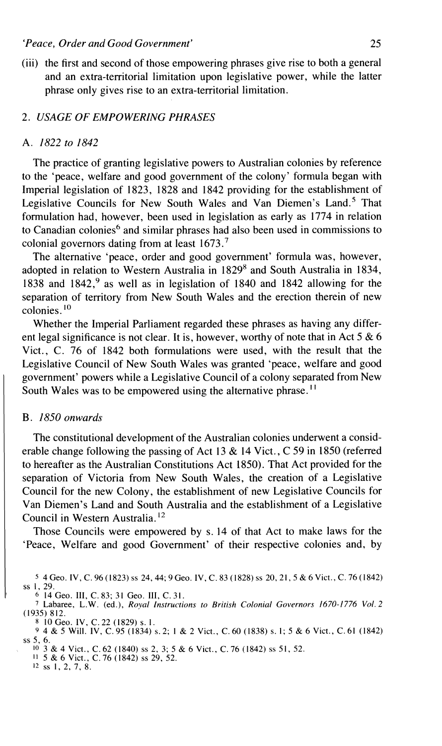(iii) the first and second of those empowering phrases give rise to both a general and an extra-territorial limitation upon legislative power, while the latter phrase only gives rise to an extra-territorial limitation.

## 2. *USAGE OF EMPOWERING PHRASES*

### A. *1822 to 1842*

The practice of granting legislative powers to Australian colonies by reference to the 'peace, welfare and good government of the colony' formula began with Imperial legislation of 1823, 1828 and 1842 providing for the establishment of Legislative Councils for New South Wales and Van Diemen's Land.[5] That formulation had, however, been used in legislation as early as 1774 in relation to Canadian colonies[6] and similar phrases had also been used in commissions to colonial governors dating from at least 1673.[7]

The alternative 'peace, order and good government' formula was, however, adopted in relation to Western Australia in 1829[8] and South Australia in 1834, 1838 and 1842,[9] as well as in legislation of 1840 and 1842 allowing for the separation of territory from New South Wales and the erection therein of new colonies.[10]

Whether the Imperial Parliament regarded these phrases as having any different legal significance is not clear. It is, however, worthy of note that in Act 5 & 6 Vict., C. 76 of 1842 both formulations were used, with the result that the Legislative Council of New South Wales was granted 'peace, welfare and good government' powers while a Legislative Council of a colony separated from New South Wales was to be empowered using the alternative phrase.[11]

### B. *1850 onwards*

The constitutional development of the Australian colonies underwent a considerable change following the passing of Act 13 & 14 Vict., C 59 in 1850 (referred to hereafter as the Australian Constitutions Act 1850). That Act provided for the separation of Victoria from New South Wales, the creation of a Legislative Council for the new Colony, the establishment of new Legislative Councils for Van Diemen's Land and South Australia and the establishment of a Legislative Council in Western Australia.[12]

Those Councils were empowered by s. 14 of that Act to make laws for the 'Peace, Welfare and good Government' of their respective colonies and, by

---

[5] 4 Geo. IV, C. 96 (1823) ss 24, 44; 9 Geo. IV, C. 83 (1828) ss 20, 21, 5 & 6 Vict., C. 76 (1842) ss 1, 29.

[6] 14 Geo. III, C. 83; 31 Geo. III, C. 31.

[7] Labaree, L.W. (ed.), *Royal Instructions to British Colonial Governors 1670-1776 Vol. 2* (1935) 812.

[8] 10 Geo. IV, C. 22 (1829) s. 1.

[9] 4 & 5 Will. IV, C. 95 (1834) s. 2; 1 & 2 Vict., C. 60 (1838) s. 1; 5 & 6 Vict., C. 61 (1842) ss 5, 6.

[10] 3 & 4 Vict., C. 62 (1840) ss 2, 3; 5 & 6 Vict., C. 76 (1842) ss 51, 52.

[11] 5 & 6 Vict., C. 76 (1842) ss 29, 52.

[12] ss 1, 2, 7, 8.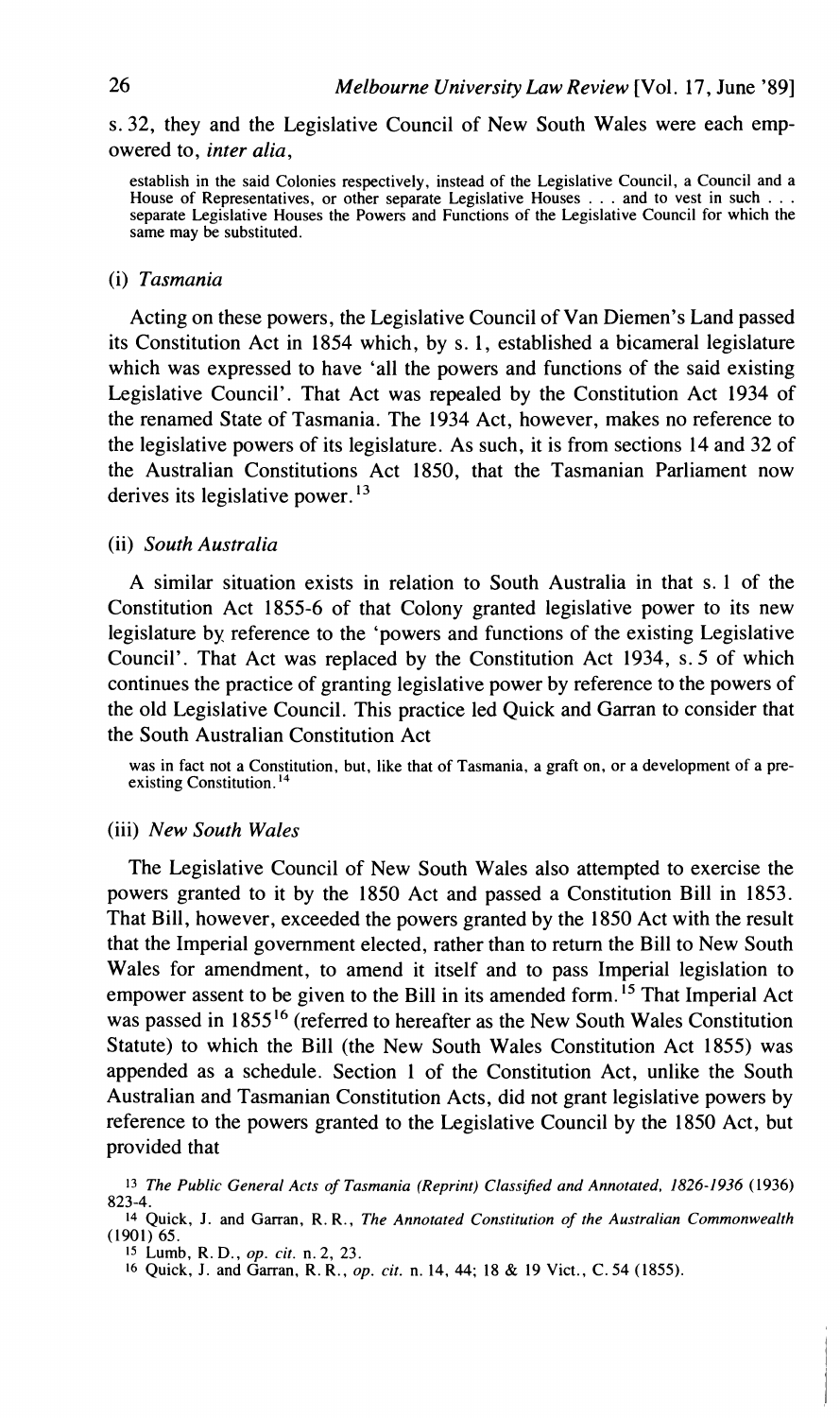s. 32, they and the Legislative Council of New South Wales were each empowered to, *inter alia*,

> establish in the said Colonies respectively, instead of the Legislative Council, a Council and a House of Representatives, or other separate Legislative Houses . . . and to vest in such . . . separate Legislative Houses the Powers and Functions of the Legislative Council for which the same may be substituted.

(i) *Tasmania*

Acting on these powers, the Legislative Council of Van Diemen's Land passed its Constitution Act in 1854 which, by s. 1, established a bicameral legislature which was expressed to have 'all the powers and functions of the said existing Legislative Council'. That Act was repealed by the Constitution Act 1934 of the renamed State of Tasmania. The 1934 Act, however, makes no reference to the legislative powers of its legislature. As such, it is from sections 14 and 32 of the Australian Constitutions Act 1850, that the Tasmanian Parliament now derives its legislative power.[13]

(ii) *South Australia*

A similar situation exists in relation to South Australia in that s. 1 of the Constitution Act 1855-6 of that Colony granted legislative power to its new legislature by reference to the 'powers and functions of the existing Legislative Council'. That Act was replaced by the Constitution Act 1934, s. 5 of which continues the practice of granting legislative power by reference to the powers of the old Legislative Council. This practice led Quick and Garran to consider that the South Australian Constitution Act

> was in fact not a Constitution, but, like that of Tasmania, a graft on, or a development of a pre-existing Constitution.[14]

(iii) *New South Wales*

The Legislative Council of New South Wales also attempted to exercise the powers granted to it by the 1850 Act and passed a Constitution Bill in 1853. That Bill, however, exceeded the powers granted by the 1850 Act with the result that the Imperial government elected, rather than to return the Bill to New South Wales for amendment, to amend it itself and to pass Imperial legislation to empower assent to be given to the Bill in its amended form.[15] That Imperial Act was passed in 1855[16] (referred to hereafter as the New South Wales Constitution Statute) to which the Bill (the New South Wales Constitution Act 1855) was appended as a schedule. Section 1 of the Constitution Act, unlike the South Australian and Tasmanian Constitution Acts, did not grant legislative powers by reference to the powers granted to the Legislative Council by the 1850 Act, but provided that

---

[13] *The Public General Acts of Tasmania (Reprint) Classified and Annotated, 1826-1936* (1936) 823-4.

[14] Quick, J. and Garran, R. R., *The Annotated Constitution of the Australian Commonwealth* (1901) 65.

[15] Lumb, R. D., *op. cit.* n. 2, 23.

[16] Quick, J. and Garran, R. R., *op. cit.* n. 14, 44; 18 & 19 Vict., C. 54 (1855).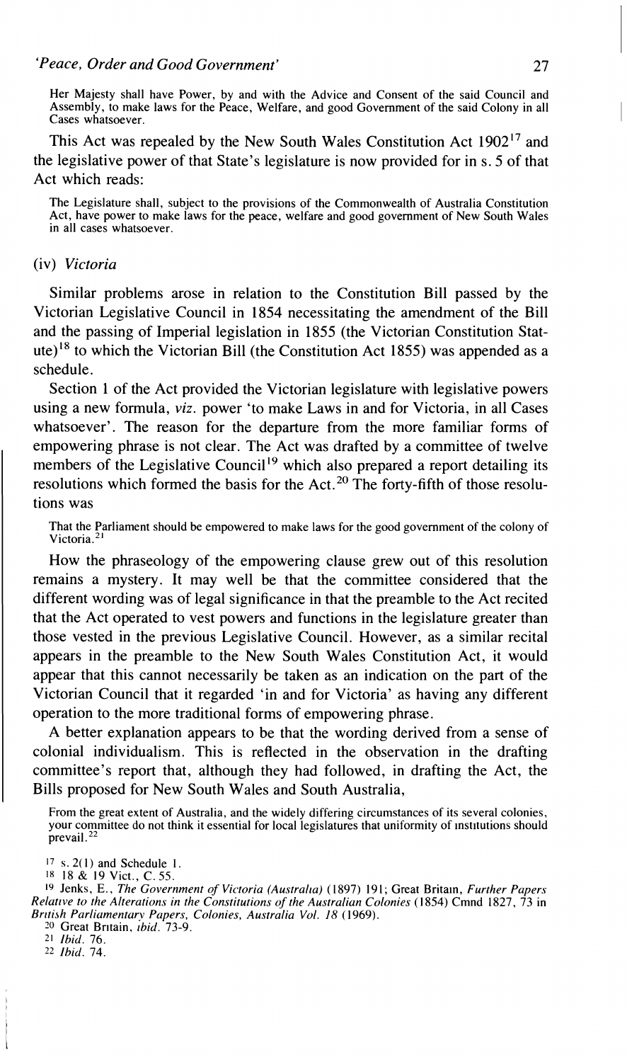> Her Majesty shall have Power, by and with the Advice and Consent of the said Council and Assembly, to make laws for the Peace, Welfare, and good Government of the said Colony in all Cases whatsoever.

This Act was repealed by the New South Wales Constitution Act 1902[17] and the legislative power of that State's legislature is now provided for in s. 5 of that Act which reads:

> The Legislature shall, subject to the provisions of the Commonwealth of Australia Constitution Act, have power to make laws for the peace, welfare and good government of New South Wales in all cases whatsoever.

(iv) *Victoria*

Similar problems arose in relation to the Constitution Bill passed by the Victorian Legislative Council in 1854 necessitating the amendment of the Bill and the passing of Imperial legislation in 1855 (the Victorian Constitution Statute)[18] to which the Victorian Bill (the Constitution Act 1855) was appended as a schedule.

Section 1 of the Act provided the Victorian legislature with legislative powers using a new formula, *viz.* power 'to make Laws in and for Victoria, in all Cases whatsoever'. The reason for the departure from the more familiar forms of empowering phrase is not clear. The Act was drafted by a committee of twelve members of the Legislative Council[19] which also prepared a report detailing its resolutions which formed the basis for the Act.[20] The forty-fifth of those resolutions was

> That the Parliament should be empowered to make laws for the good government of the colony of Victoria.[21]

How the phraseology of the empowering clause grew out of this resolution remains a mystery. It may well be that the committee considered that the different wording was of legal significance in that the preamble to the Act recited that the Act operated to vest powers and functions in the legislature greater than those vested in the previous Legislative Council. However, as a similar recital appears in the preamble to the New South Wales Constitution Act, it would appear that this cannot necessarily be taken as an indication on the part of the Victorian Council that it regarded 'in and for Victoria' as having any different operation to the more traditional forms of empowering phrase.

A better explanation appears to be that the wording derived from a sense of colonial individualism. This is reflected in the observation in the drafting committee's report that, although they had followed, in drafting the Act, the Bills proposed for New South Wales and South Australia,

> From the great extent of Australia, and the widely differing circumstances of its several colonies, your committee do not think it essential for local legislatures that uniformity of institutions should prevail.[22]

[17] s. 2(1) and Schedule 1.

[18] 18 & 19 Vict., C. 55.

[19] Jenks, E., *The Government of Victoria (Australia)* (1897) 191; Great Britain, *Further Papers Relative to the Alterations in the Constitutions of the Australian Colonies* (1854) Cmnd 1827, 73 in *British Parliamentary Papers, Colonies, Australia Vol. 18* (1969).

[20] Great Britain, *ibid.* 73-9.

[21] *Ibid.* 76.

[22] *Ibid.* 74.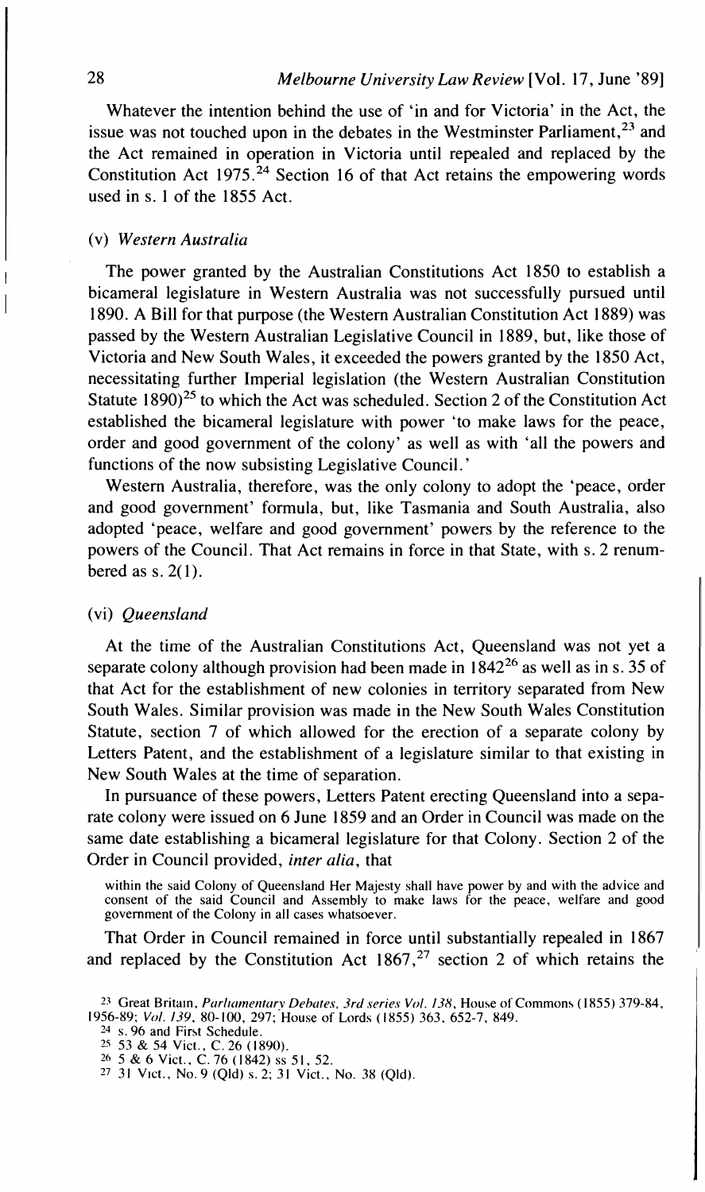Whatever the intention behind the use of 'in and for Victoria' in the Act, the issue was not touched upon in the debates in the Westminster Parliament,[23] and the Act remained in operation in Victoria until repealed and replaced by the Constitution Act 1975.[24] Section 16 of that Act retains the empowering words used in s. 1 of the 1855 Act.

### (v) *Western Australia*

The power granted by the Australian Constitutions Act 1850 to establish a bicameral legislature in Western Australia was not successfully pursued until 1890. A Bill for that purpose (the Western Australian Constitution Act 1889) was passed by the Western Australian Legislative Council in 1889, but, like those of Victoria and New South Wales, it exceeded the powers granted by the 1850 Act, necessitating further Imperial legislation (the Western Australian Constitution Statute 1890)[25] to which the Act was scheduled. Section 2 of the Constitution Act established the bicameral legislature with power 'to make laws for the peace, order and good government of the colony' as well as with 'all the powers and functions of the now subsisting Legislative Council.'

Western Australia, therefore, was the only colony to adopt the 'peace, order and good government' formula, but, like Tasmania and South Australia, also adopted 'peace, welfare and good government' powers by the reference to the powers of the Council. That Act remains in force in that State, with s. 2 renumbered as s. 2(1).

### (vi) *Queensland*

At the time of the Australian Constitutions Act, Queensland was not yet a separate colony although provision had been made in 1842[26] as well as in s. 35 of that Act for the establishment of new colonies in territory separated from New South Wales. Similar provision was made in the New South Wales Constitution Statute, section 7 of which allowed for the erection of a separate colony by Letters Patent, and the establishment of a legislature similar to that existing in New South Wales at the time of separation.

In pursuance of these powers, Letters Patent erecting Queensland into a separate colony were issued on 6 June 1859 and an Order in Council was made on the same date establishing a bicameral legislature for that Colony. Section 2 of the Order in Council provided, *inter alia*, that

> within the said Colony of Queensland Her Majesty shall have power by and with the advice and consent of the said Council and Assembly to make laws for the peace, welfare and good government of the Colony in all cases whatsoever.

That Order in Council remained in force until substantially repealed in 1867 and replaced by the Constitution Act 1867,[27] section 2 of which retains the

---

[23] Great Britain, *Parliamentary Debates, 3rd series Vol. 138*, House of Commons (1855) 379-84, 1956-89; *Vol. 139*, 80-100, 297; House of Lords (1855) 363, 652-7, 849.

[24] s. 96 and First Schedule.

[25] 53 & 54 Vict., C. 26 (1890).

[26] 5 & 6 Vict., C. 76 (1842) ss 51, 52.

[27] 31 Vict., No. 9 (Qld) s. 2; 31 Vict., No. 38 (Qld).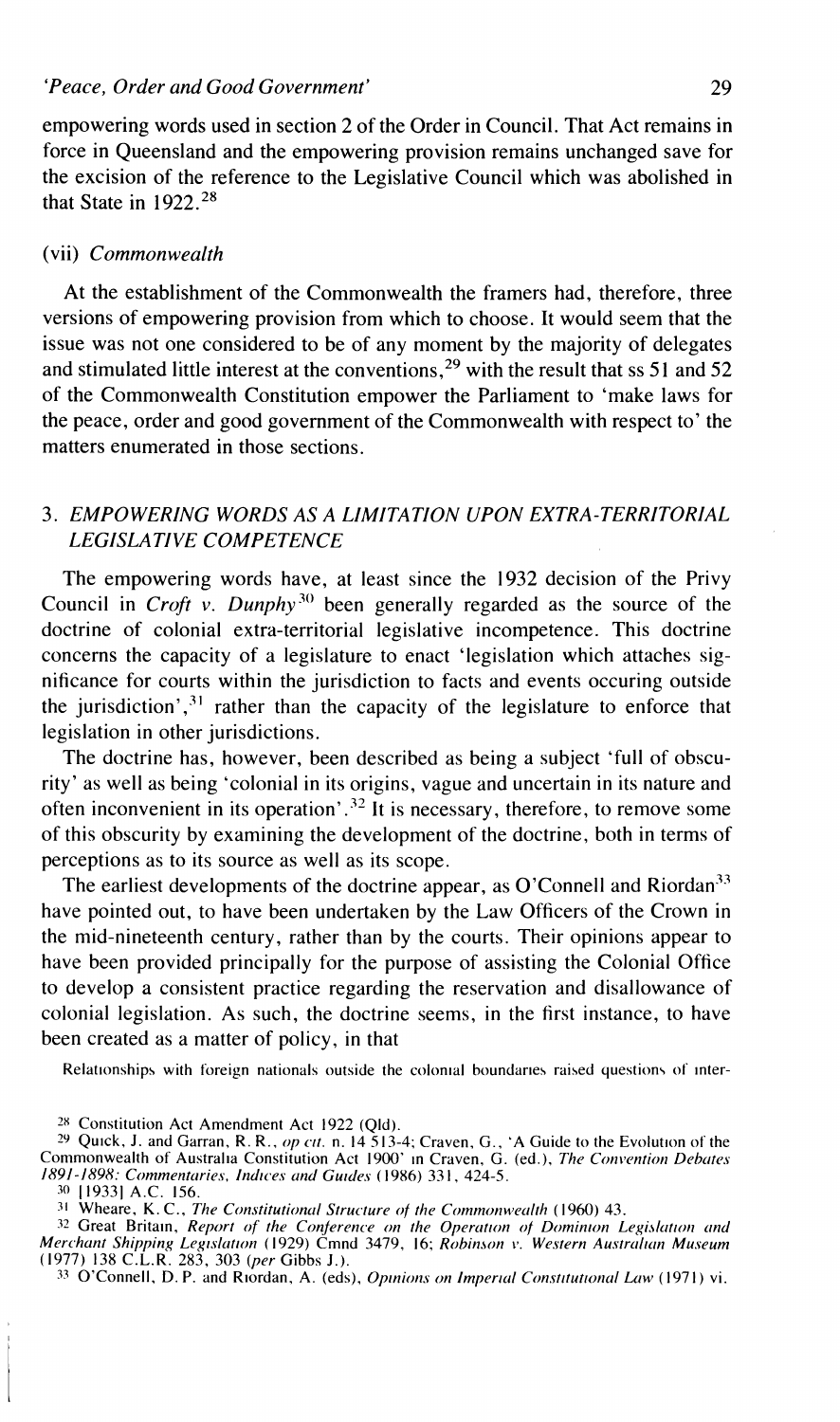empowering words used in section 2 of the Order in Council. That Act remains in force in Queensland and the empowering provision remains unchanged save for the excision of the reference to the Legislative Council which was abolished in that State in 1922.[28]

#### (vii) *Commonwealth*

At the establishment of the Commonwealth the framers had, therefore, three versions of empowering provision from which to choose. It would seem that the issue was not one considered to be of any moment by the majority of delegates and stimulated little interest at the conventions,[29] with the result that ss 51 and 52 of the Commonwealth Constitution empower the Parliament to 'make laws for the peace, order and good government of the Commonwealth with respect to' the matters enumerated in those sections.

## 3. *EMPOWERING WORDS AS A LIMITATION UPON EXTRA-TERRITORIAL LEGISLATIVE COMPETENCE*

The empowering words have, at least since the 1932 decision of the Privy Council in *Croft v. Dunphy*[30] been generally regarded as the source of the doctrine of colonial extra-territorial legislative incompetence. This doctrine concerns the capacity of a legislature to enact 'legislation which attaches significance for courts within the jurisdiction to facts and events occuring outside the jurisdiction',[31] rather than the capacity of the legislature to enforce that legislation in other jurisdictions.

The doctrine has, however, been described as being a subject 'full of obscurity' as well as being 'colonial in its origins, vague and uncertain in its nature and often inconvenient in its operation'.[32] It is necessary, therefore, to remove some of this obscurity by examining the development of the doctrine, both in terms of perceptions as to its source as well as its scope.

The earliest developments of the doctrine appear, as O'Connell and Riordan[33] have pointed out, to have been undertaken by the Law Officers of the Crown in the mid-nineteenth century, rather than by the courts. Their opinions appear to have been provided principally for the purpose of assisting the Colonial Office to develop a consistent practice regarding the reservation and disallowance of colonial legislation. As such, the doctrine seems, in the first instance, to have been created as a matter of policy, in that

Relationships with foreign nationals outside the colonial boundaries raised questions of inter-

---

[28] Constitution Act Amendment Act 1922 (Qld).

[29] Quick, J. and Garran, R. R., *op cit.* n. 14 513-4; Craven, G., 'A Guide to the Evolution of the Commonwealth of Australia Constitution Act 1900' in Craven, G. (ed.), *The Convention Debates 1891-1898: Commentaries, Indices and Guides* (1986) 331, 424-5.

[30] [1933] A.C. 156.

[31] Wheare, K. C., *The Constitutional Structure of the Commonwealth* (1960) 43.

[32] Great Britain, *Report of the Conference on the Operation of Dominion Legislation and Merchant Shipping Legislation* (1929) Cmnd 3479, 16; *Robinson v. Western Australian Museum* (1977) 138 C.L.R. 283, 303 (*per* Gibbs J.).

[33] O'Connell, D. P. and Riordan, A. (eds), *Opinions on Imperial Constitutional Law* (1971) vi.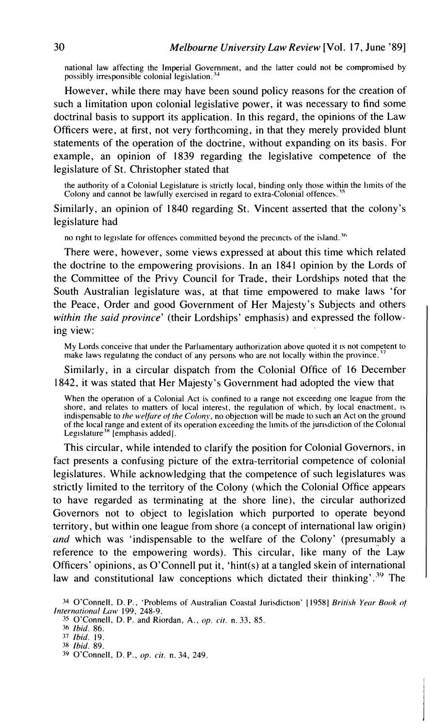national law affecting the Imperial Government, and the latter could not be compromised by possibly irresponsible colonial legislation.[34]

However, while there may have been sound policy reasons for the creation of such a limitation upon colonial legislative power, it was necessary to find some doctrinal basis to support its application. In this regard, the opinions of the Law Officers were, at first, not very forthcoming, in that they merely provided blunt statements of the operation of the doctrine, without expanding on its basis. For example, an opinion of 1839 regarding the legislative competence of the legislature of St. Christopher stated that

> the authority of a Colonial Legislature is strictly local, binding only those within the limits of the Colony and cannot be lawfully exercised in regard to extra-Colonial offences.[35]

Similarly, an opinion of 1840 regarding St. Vincent asserted that the colony's legislature had

> no right to legislate for offences committed beyond the precincts of the island.[36]

There were, however, some views expressed at about this time which related the doctrine to the empowering provisions. In an 1841 opinion by the Lords of the Committee of the Privy Council for Trade, their Lordships noted that the South Australian legislature was, at that time empowered to make laws 'for the Peace, Order and good Government of Her Majesty's Subjects and others *within the said province*' (their Lordships' emphasis) and expressed the following view:

> My Lords conceive that under the Parliamentary authorization above quoted it is not competent to make laws regulating the conduct of any persons who are not locally within the province.[37]

Similarly, in a circular dispatch from the Colonial Office of 16 December 1842, it was stated that Her Majesty's Government had adopted the view that

> When the operation of a Colonial Act is confined to a range not exceeding one league from the shore, and relates to matters of local interest, the regulation of which, by local enactment, is indispensable to *the welfare of the Colony*, no objection will be made to such an Act on the ground of the local range and extent of its operation exceeding the limits of the jurisdiction of the Colonial Legislature[38] [emphasis added].

This circular, while intended to clarify the position for Colonial Governors, in fact presents a confusing picture of the extra-territorial competence of colonial legislatures. While acknowledging that the competence of such legislatures was strictly limited to the territory of the Colony (which the Colonial Office appears to have regarded as terminating at the shore line), the circular authorized Governors not to object to legislation which purported to operate beyond territory, but within one league from shore (a concept of international law origin) *and* which was 'indispensable to the welfare of the Colony' (presumably a reference to the empowering words). This circular, like many of the Law Officers' opinions, as O'Connell put it, 'hint(s) at a tangled skein of international law and constitutional law conceptions which dictated their thinking'.[39] The

---

[34] O'Connell, D. P., 'Problems of Australian Coastal Jurisdiction' [1958] *British Year Book of International Law* 199, 248-9.

[35] O'Connell, D. P. and Riordan, A., *op. cit.* n. 33, 85.

[36] *Ibid.* 86.

[37] *Ibid.* 19.

[38] *Ibid.* 89.

[39] O'Connell, D. P., *op. cit.* n. 34, 249.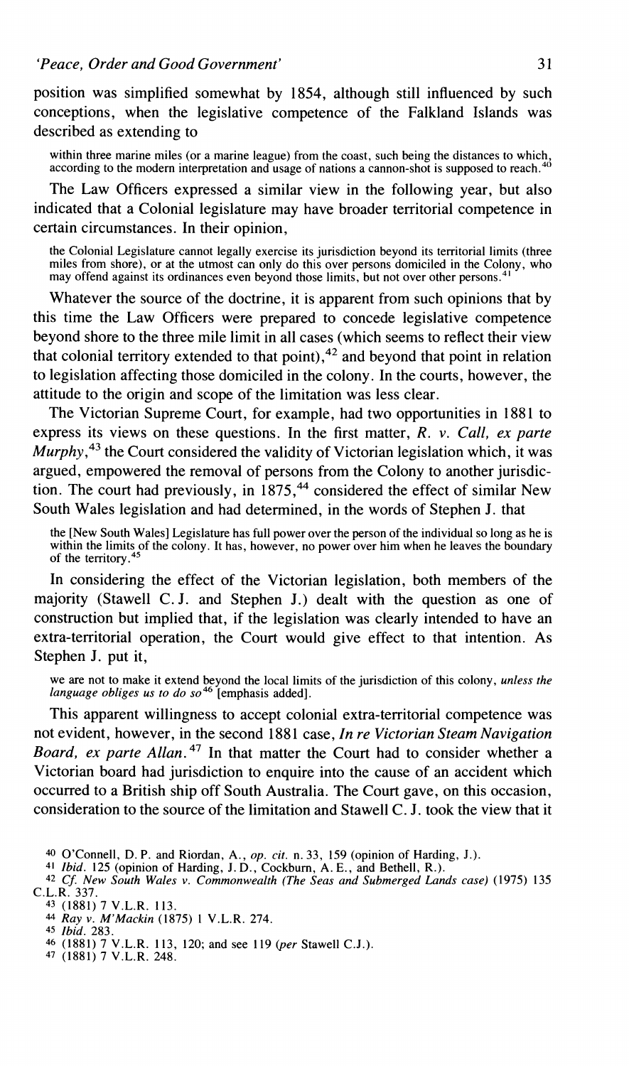position was simplified somewhat by 1854, although still influenced by such conceptions, when the legislative competence of the Falkland Islands was described as extending to

> within three marine miles (or a marine league) from the coast, such being the distances to which, according to the modern interpretation and usage of nations a cannon-shot is supposed to reach.[40]

The Law Officers expressed a similar view in the following year, but also indicated that a Colonial legislature may have broader territorial competence in certain circumstances. In their opinion,

> the Colonial Legislature cannot legally exercise its jurisdiction beyond its territorial limits (three miles from shore), or at the utmost can only do this over persons domiciled in the Colony, who may offend against its ordinances even beyond those limits, but not over other persons.[41]

Whatever the source of the doctrine, it is apparent from such opinions that by this time the Law Officers were prepared to concede legislative competence beyond shore to the three mile limit in all cases (which seems to reflect their view that colonial territory extended to that point),[42] and beyond that point in relation to legislation affecting those domiciled in the colony. In the courts, however, the attitude to the origin and scope of the limitation was less clear.

The Victorian Supreme Court, for example, had two opportunities in 1881 to express its views on these questions. In the first matter, *R. v. Call, ex parte Murphy*,[43] the Court considered the validity of Victorian legislation which, it was argued, empowered the removal of persons from the Colony to another jurisdiction. The court had previously, in 1875,[44] considered the effect of similar New South Wales legislation and had determined, in the words of Stephen J. that

> the [New South Wales] Legislature has full power over the person of the individual so long as he is within the limits of the colony. It has, however, no power over him when he leaves the boundary of the territory.[45]

In considering the effect of the Victorian legislation, both members of the majority (Stawell C. J. and Stephen J.) dealt with the question as one of construction but implied that, if the legislation was clearly intended to have an extra-territorial operation, the Court would give effect to that intention. As Stephen J. put it,

> we are not to make it extend beyond the local limits of the jurisdiction of this colony, *unless the language obliges us to do so*[46] [emphasis added].

This apparent willingness to accept colonial extra-territorial competence was not evident, however, in the second 1881 case, *In re Victorian Steam Navigation Board, ex parte Allan*.[47] In that matter the Court had to consider whether a Victorian board had jurisdiction to enquire into the cause of an accident which occurred to a British ship off South Australia. The Court gave, on this occasion, consideration to the source of the limitation and Stawell C. J. took the view that it

---

40 O'Connell, D. P. and Riordan, A., *op. cit.* n. 33, 159 (opinion of Harding, J.).

41 *Ibid.* 125 (opinion of Harding, J. D., Cockburn, A. E., and Bethell, R.).

42 *Cf. New South Wales v. Commonwealth (The Seas and Submerged Lands case)* (1975) 135 C.L.R. 337.

43 (1881) 7 V.L.R. 113.

44 *Ray v. M'Mackin* (1875) 1 V.L.R. 274.

45 *Ibid.* 283.

46 (1881) 7 V.L.R. 113, 120; and see 119 (*per* Stawell C.J.).

47 (1881) 7 V.L.R. 248.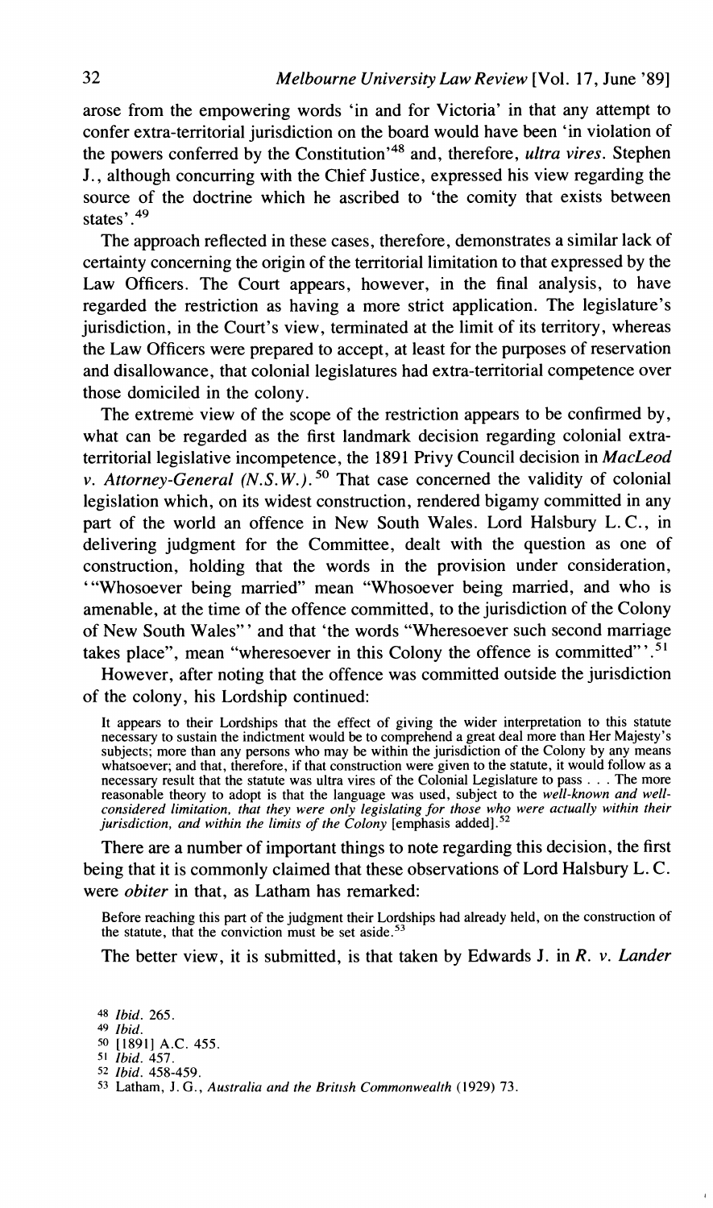arose from the empowering words 'in and for Victoria' in that any attempt to confer extra-territorial jurisdiction on the board would have been 'in violation of the powers conferred by the Constitution'[48] and, therefore, *ultra vires*. Stephen J., although concurring with the Chief Justice, expressed his view regarding the source of the doctrine which he ascribed to 'the comity that exists between states'.[49]

The approach reflected in these cases, therefore, demonstrates a similar lack of certainty concerning the origin of the territorial limitation to that expressed by the Law Officers. The Court appears, however, in the final analysis, to have regarded the restriction as having a more strict application. The legislature's jurisdiction, in the Court's view, terminated at the limit of its territory, whereas the Law Officers were prepared to accept, at least for the purposes of reservation and disallowance, that colonial legislatures had extra-territorial competence over those domiciled in the colony.

The extreme view of the scope of the restriction appears to be confirmed by, what can be regarded as the first landmark decision regarding colonial extra-territorial legislative incompetence, the 1891 Privy Council decision in *MacLeod v. Attorney-General (N.S.W.)*.[50] That case concerned the validity of colonial legislation which, on its widest construction, rendered bigamy committed in any part of the world an offence in New South Wales. Lord Halsbury L. C., in delivering judgment for the Committee, dealt with the question as one of construction, holding that the words in the provision under consideration, '"Whosoever being married" mean "Whosoever being married, and who is amenable, at the time of the offence committed, to the jurisdiction of the Colony of New South Wales"' and that 'the words "Wheresoever such second marriage takes place", mean "wheresoever in this Colony the offence is committed"'.[51]

However, after noting that the offence was committed outside the jurisdiction of the colony, his Lordship continued:

> It appears to their Lordships that the effect of giving the wider interpretation to this statute necessary to sustain the indictment would be to comprehend a great deal more than Her Majesty's subjects; more than any persons who may be within the jurisdiction of the Colony by any means whatsoever; and that, therefore, if that construction were given to the statute, it would follow as a necessary result that the statute was ultra vires of the Colonial Legislature to pass . . . The more reasonable theory to adopt is that the language was used, subject to the *well-known and well-considered limitation, that they were only legislating for those who were actually within their jurisdiction, and within the limits of the Colony* [emphasis added].[52]

There are a number of important things to note regarding this decision, the first being that it is commonly claimed that these observations of Lord Halsbury L. C. were *obiter* in that, as Latham has remarked:

> Before reaching this part of the judgment their Lordships had already held, on the construction of the statute, that the conviction must be set aside.[53]

The better view, it is submitted, is that taken by Edwards J. in *R. v. Lander*

[48] *Ibid.* 265.
[49] *Ibid.*
[50] [1891] A.C. 455.
[51] *Ibid.* 457.
[52] *Ibid.* 458-459.
[53] Latham, J. G., *Australia and the British Commonwealth* (1929) 73.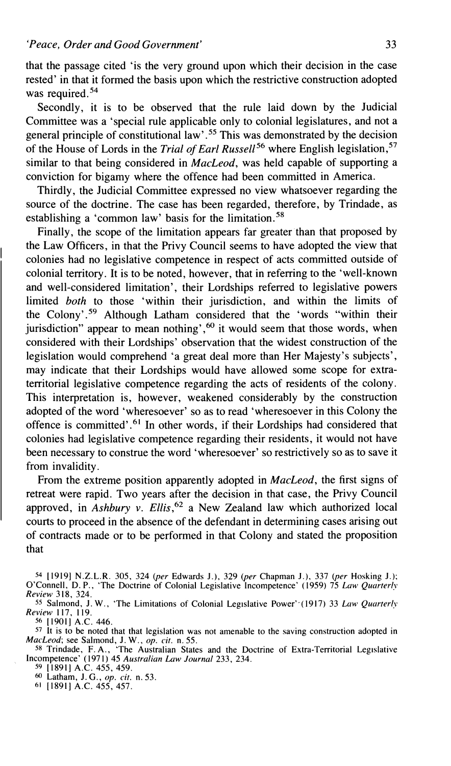that the passage cited 'is the very ground upon which their decision in the case rested' in that it formed the basis upon which the restrictive construction adopted was required.[54]

Secondly, it is to be observed that the rule laid down by the Judicial Committee was a 'special rule applicable only to colonial legislatures, and not a general principle of constitutional law'.[55] This was demonstrated by the decision of the House of Lords in the *Trial of Earl Russell*[56] where English legislation,[57] similar to that being considered in *MacLeod*, was held capable of supporting a conviction for bigamy where the offence had been committed in America.

Thirdly, the Judicial Committee expressed no view whatsoever regarding the source of the doctrine. The case has been regarded, therefore, by Trindade, as establishing a 'common law' basis for the limitation.[58]

Finally, the scope of the limitation appears far greater than that proposed by the Law Officers, in that the Privy Council seems to have adopted the view that colonies had no legislative competence in respect of acts committed outside of colonial territory. It is to be noted, however, that in referring to the 'well-known and well-considered limitation', their Lordships referred to legislative powers limited *both* to those 'within their jurisdiction, and within the limits of the Colony'.[59] Although Latham considered that the 'words "within their jurisdiction" appear to mean nothing',[60] it would seem that those words, when considered with their Lordships' observation that the widest construction of the legislation would comprehend 'a great deal more than Her Majesty's subjects', may indicate that their Lordships would have allowed some scope for extra-territorial legislative competence regarding the acts of residents of the colony. This interpretation is, however, weakened considerably by the construction adopted of the word 'wheresoever' so as to read 'wheresoever in this Colony the offence is committed'.[61] In other words, if their Lordships had considered that colonies had legislative competence regarding their residents, it would not have been necessary to construe the word 'wheresoever' so restrictively so as to save it from invalidity.

From the extreme position apparently adopted in *MacLeod*, the first signs of retreat were rapid. Two years after the decision in that case, the Privy Council approved, in *Ashbury v. Ellis*,[62] a New Zealand law which authorized local courts to proceed in the absence of the defendant in determining cases arising out of contracts made or to be performed in that Colony and stated the proposition that

---

[54] [1919] N.Z.L.R. 305, 324 (*per* Edwards J.), 329 (*per* Chapman J.), 337 (*per* Hosking J.); O'Connell, D. P., 'The Doctrine of Colonial Legislative Incompetence' (1959) 75 *Law Quarterly Review* 318, 324.

[55] Salmond, J. W., 'The Limitations of Colonial Legislative Power' (1917) 33 *Law Quarterly Review* 117, 119.

[56] [1901] A.C. 446.

[57] It is to be noted that that legislation was not amenable to the saving construction adopted in *MacLeod*; see Salmond, J. W., *op. cit.* n. 55.

[58] Trindade, F. A., 'The Australian States and the Doctrine of Extra-Territorial Legislative Incompetence' (1971) 45 *Australian Law Journal* 233, 234.

[59] [1891] A.C. 455, 459.

[60] Latham, J. G., *op. cit.* n. 53.

[61] [1891] A.C. 455, 457.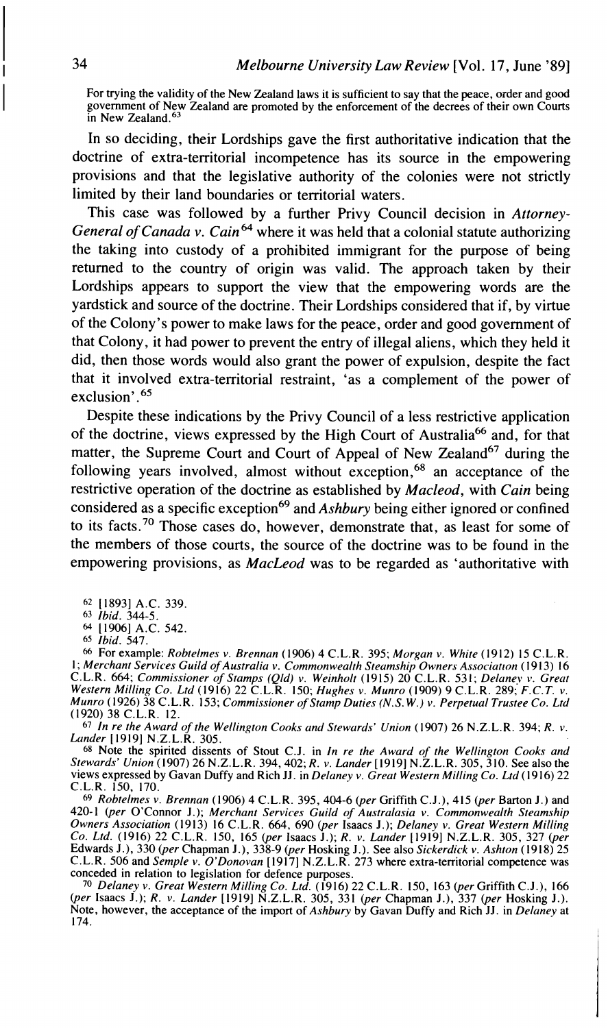> For trying the validity of the New Zealand laws it is sufficient to say that the peace, order and good government of New Zealand are promoted by the enforcement of the decrees of their own Courts in New Zealand.[63]

In so deciding, their Lordships gave the first authoritative indication that the doctrine of extra-territorial incompetence has its source in the empowering provisions and that the legislative authority of the colonies were not strictly limited by their land boundaries or territorial waters.

This case was followed by a further Privy Council decision in *Attorney-General of Canada v. Cain*[64] where it was held that a colonial statute authorizing the taking into custody of a prohibited immigrant for the purpose of being returned to the country of origin was valid. The approach taken by their Lordships appears to support the view that the empowering words are the yardstick and source of the doctrine. Their Lordships considered that if, by virtue of the Colony's power to make laws for the peace, order and good government of that Colony, it had power to prevent the entry of illegal aliens, which they held it did, then those words would also grant the power of expulsion, despite the fact that it involved extra-territorial restraint, 'as a complement of the power of exclusion'.[65]

Despite these indications by the Privy Council of a less restrictive application of the doctrine, views expressed by the High Court of Australia[66] and, for that matter, the Supreme Court and Court of Appeal of New Zealand[67] during the following years involved, almost without exception,[68] an acceptance of the restrictive operation of the doctrine as established by *Macleod*, with *Cain* being considered as a specific exception[69] and *Ashbury* being either ignored or confined to its facts.[70] Those cases do, however, demonstrate that, as least for some of the members of those courts, the source of the doctrine was to be found in the empowering provisions, as *MacLeod* was to be regarded as 'authoritative with

---

62 [1893] A.C. 339.

63 *Ibid.* 344-5.

64 [1906] A.C. 542.

65 *Ibid.* 547.

66 For example: *Robtelmes v. Brennan* (1906) 4 C.L.R. 395; *Morgan v. White* (1912) 15 C.L.R. 1; *Merchant Services Guild of Australia v. Commonwealth Steamship Owners Association* (1913) 16 C.L.R. 664; *Commissioner of Stamps (Qld) v. Weinholt* (1915) 20 C.L.R. 531; *Delaney v. Great Western Milling Co. Ltd* (1916) 22 C.L.R. 150; *Hughes v. Munro* (1909) 9 C.L.R. 289; *F.C.T. v. Munro* (1926) 38 C.L.R. 153; *Commissioner of Stamp Duties (N.S.W.) v. Perpetual Trustee Co. Ltd* (1920) 38 C.L.R. 12.

67 *In re the Award of the Wellington Cooks and Stewards' Union* (1907) 26 N.Z.L.R. 394; *R. v. Lander* [1919] N.Z.L.R. 305.

68 Note the spirited dissents of Stout C.J. in *In re the Award of the Wellington Cooks and Stewards' Union* (1907) 26 N.Z.L.R. 394, 402; *R. v. Lander* [1919] N.Z.L.R. 305, 310. See also the views expressed by Gavan Duffy and Rich JJ. in *Delaney v. Great Western Milling Co. Ltd* (1916) 22 C.L.R. 150, 170.

69 *Robtelmes v. Brennan* (1906) 4 C.L.R. 395, 404-6 (*per* Griffith C.J.), 415 (*per* Barton J.) and 420-1 (*per* O'Connor J.); *Merchant Services Guild of Australasia v. Commonwealth Steamship Owners Association* (1913) 16 C.L.R. 664, 690 (*per* Isaacs J.); *Delaney v. Great Western Milling Co. Ltd.* (1916) 22 C.L.R. 150, 165 (*per* Isaacs J.); *R. v. Lander* [1919] N.Z.L.R. 305, 327 (*per* Edwards J.), 330 (*per* Chapman J.), 338-9 (*per* Hosking J.). See also *Sickerdick v. Ashton* (1918) 25 C.L.R. 506 and *Semple v. O'Donovan* [1917] N.Z.L.R. 273 where extra-territorial competence was conceded in relation to legislation for defence purposes.

70 *Delaney v. Great Western Milling Co. Ltd.* (1916) 22 C.L.R. 150, 163 (*per* Griffith C.J.), 166 (*per* Isaacs J.); *R. v. Lander* [1919] N.Z.L.R. 305, 331 (*per* Chapman J.), 337 (*per* Hosking J.). Note, however, the acceptance of the import of *Ashbury* by Gavan Duffy and Rich JJ. in *Delaney* at 174.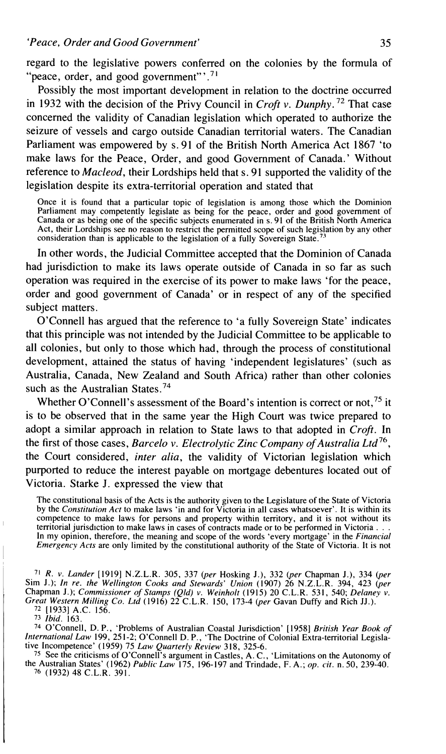regard to the legislative powers conferred on the colonies by the formula of "peace, order, and good government"'.[71]

Possibly the most important development in relation to the doctrine occurred in 1932 with the decision of the Privy Council in *Croft v. Dunphy*.[72] That case concerned the validity of Canadian legislation which operated to authorize the seizure of vessels and cargo outside Canadian territorial waters. The Canadian Parliament was empowered by s. 91 of the British North America Act 1867 'to make laws for the Peace, Order, and good Government of Canada.' Without reference to *Macleod*, their Lordships held that s. 91 supported the validity of the legislation despite its extra-territorial operation and stated that

> Once it is found that a particular topic of legislation is among those which the Dominion Parliament may competently legislate as being for the peace, order and good government of Canada or as being one of the specific subjects enumerated in s. 91 of the British North America Act, their Lordships see no reason to restrict the permitted scope of such legislation by any other consideration than is applicable to the legislation of a fully Sovereign State.[73]

In other words, the Judicial Committee accepted that the Dominion of Canada had jurisdiction to make its laws operate outside of Canada in so far as such operation was required in the exercise of its power to make laws 'for the peace, order and good government of Canada' or in respect of any of the specified subject matters.

O'Connell has argued that the reference to 'a fully Sovereign State' indicates that this principle was not intended by the Judicial Committee to be applicable to all colonies, but only to those which had, through the process of constitutional development, attained the status of having 'independent legislatures' (such as Australia, Canada, New Zealand and South Africa) rather than other colonies such as the Australian States.[74]

Whether O'Connell's assessment of the Board's intention is correct or not,[75] it is to be observed that in the same year the High Court was twice prepared to adopt a similar approach in relation to State laws to that adopted in *Croft*. In the first of those cases, *Barcelo v. Electrolytic Zinc Company of Australia Ltd*[76], the Court considered, *inter alia*, the validity of Victorian legislation which purported to reduce the interest payable on mortgage debentures located out of Victoria. Starke J. expressed the view that

> The constitutional basis of the Acts is the authority given to the Legislature of the State of Victoria by the *Constitution Act* to make laws 'in and for Victoria in all cases whatsoever'. It is within its competence to make laws for persons and property within territory, and it is not without its territorial jurisdiction to make laws in cases of contracts made or to be performed in Victoria . . . In my opinion, therefore, the meaning and scope of the words 'every mortgage' in the *Financial Emergency Acts* are only limited by the constitutional authority of the State of Victoria. It is not

[71] *R. v. Lander* [1919] N.Z.L.R. 305, 337 (*per* Hosking J.), 332 (*per* Chapman J.), 334 (*per* Sim J.); *In re. the Wellington Cooks and Stewards' Union* (1907) 26 N.Z.L.R. 394, 423 (*per* Chapman J.); *Commissioner of Stamps (Qld) v. Weinholt* (1915) 20 C.L.R. 531, 540; *Delaney v. Great Western Milling Co. Ltd* (1916) 22 C.L.R. 150, 173-4 (*per* Gavan Duffy and Rich JJ.).

[72] [1933] A.C. 156.

[73] *Ibid.* 163.

[74] O'Connell, D. P., 'Problems of Australian Coastal Jurisdiction' [1958] *British Year Book of International Law* 199, 251-2; O'Connell D. P., 'The Doctrine of Colonial Extra-territorial Legislative Incompetence' (1959) 75 *Law Quarterly Review* 318, 325-6.

[75] See the criticisms of O'Connell's argument in Castles, A. C., 'Limitations on the Autonomy of the Australian States' (1962) *Public Law* 175, 196-197 and Trindade, F. A.; *op. cit.* n. 50, 239-40.

[76] (1932) 48 C.L.R. 391.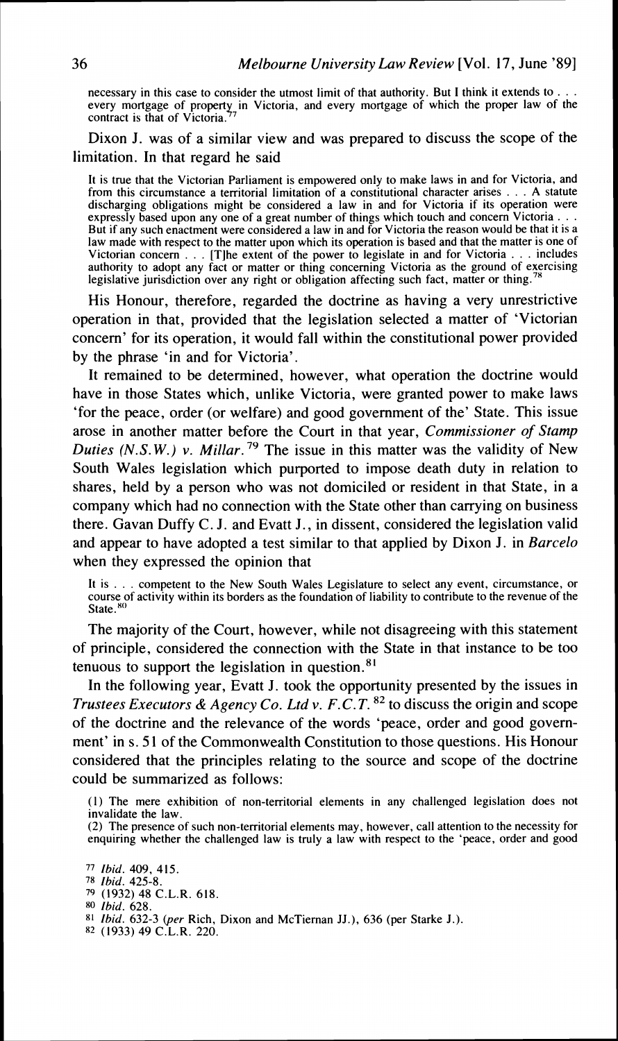necessary in this case to consider the utmost limit of that authority. But I think it extends to . . . every mortgage of property in Victoria, and every mortgage of which the proper law of the contract is that of Victoria.[77]

Dixon J. was of a similar view and was prepared to discuss the scope of the limitation. In that regard he said

> It is true that the Victorian Parliament is empowered only to make laws in and for Victoria, and from this circumstance a territorial limitation of a constitutional character arises . . . A statute discharging obligations might be considered a law in and for Victoria if its operation were expressly based upon any one of a great number of things which touch and concern Victoria . . . But if any such enactment were considered a law in and for Victoria the reason would be that it is a law made with respect to the matter upon which its operation is based and that the matter is one of Victorian concern . . . [T]he extent of the power to legislate in and for Victoria . . . includes authority to adopt any fact or matter or thing concerning Victoria as the ground of exercising legislative jurisdiction over any right or obligation affecting such fact, matter or thing.[78]

His Honour, therefore, regarded the doctrine as having a very unrestrictive operation in that, provided that the legislation selected a matter of 'Victorian concern' for its operation, it would fall within the constitutional power provided by the phrase 'in and for Victoria'.

It remained to be determined, however, what operation the doctrine would have in those States which, unlike Victoria, were granted power to make laws 'for the peace, order (or welfare) and good government of the' State. This issue arose in another matter before the Court in that year, *Commissioner of Stamp Duties (N.S.W.) v. Millar*.[79] The issue in this matter was the validity of New South Wales legislation which purported to impose death duty in relation to shares, held by a person who was not domiciled or resident in that State, in a company which had no connection with the State other than carrying on business there. Gavan Duffy C. J. and Evatt J., in dissent, considered the legislation valid and appear to have adopted a test similar to that applied by Dixon J. in *Barcelo* when they expressed the opinion that

> It is . . . competent to the New South Wales Legislature to select any event, circumstance, or course of activity within its borders as the foundation of liability to contribute to the revenue of the State.[80]

The majority of the Court, however, while not disagreeing with this statement of principle, considered the connection with the State in that instance to be too tenuous to support the legislation in question.[81]

In the following year, Evatt J. took the opportunity presented by the issues in *Trustees Executors & Agency Co. Ltd v. F.C.T.*[82] to discuss the origin and scope of the doctrine and the relevance of the words 'peace, order and good government' in s. 51 of the Commonwealth Constitution to those questions. His Honour considered that the principles relating to the source and scope of the doctrine could be summarized as follows:

> (1) The mere exhibition of non-territorial elements in any challenged legislation does not invalidate the law.
>
> (2) The presence of such non-territorial elements may, however, call attention to the necessity for enquiring whether the challenged law is truly a law with respect to the 'peace, order and good

[77] *Ibid.* 409, 415.
[78] *Ibid.* 425-8.
[79] (1932) 48 C.L.R. 618.
[80] *Ibid.* 628.
[81] *Ibid.* 632-3 (*per* Rich, Dixon and McTiernan JJ.), 636 (per Starke J.).
[82] (1933) 49 C.L.R. 220.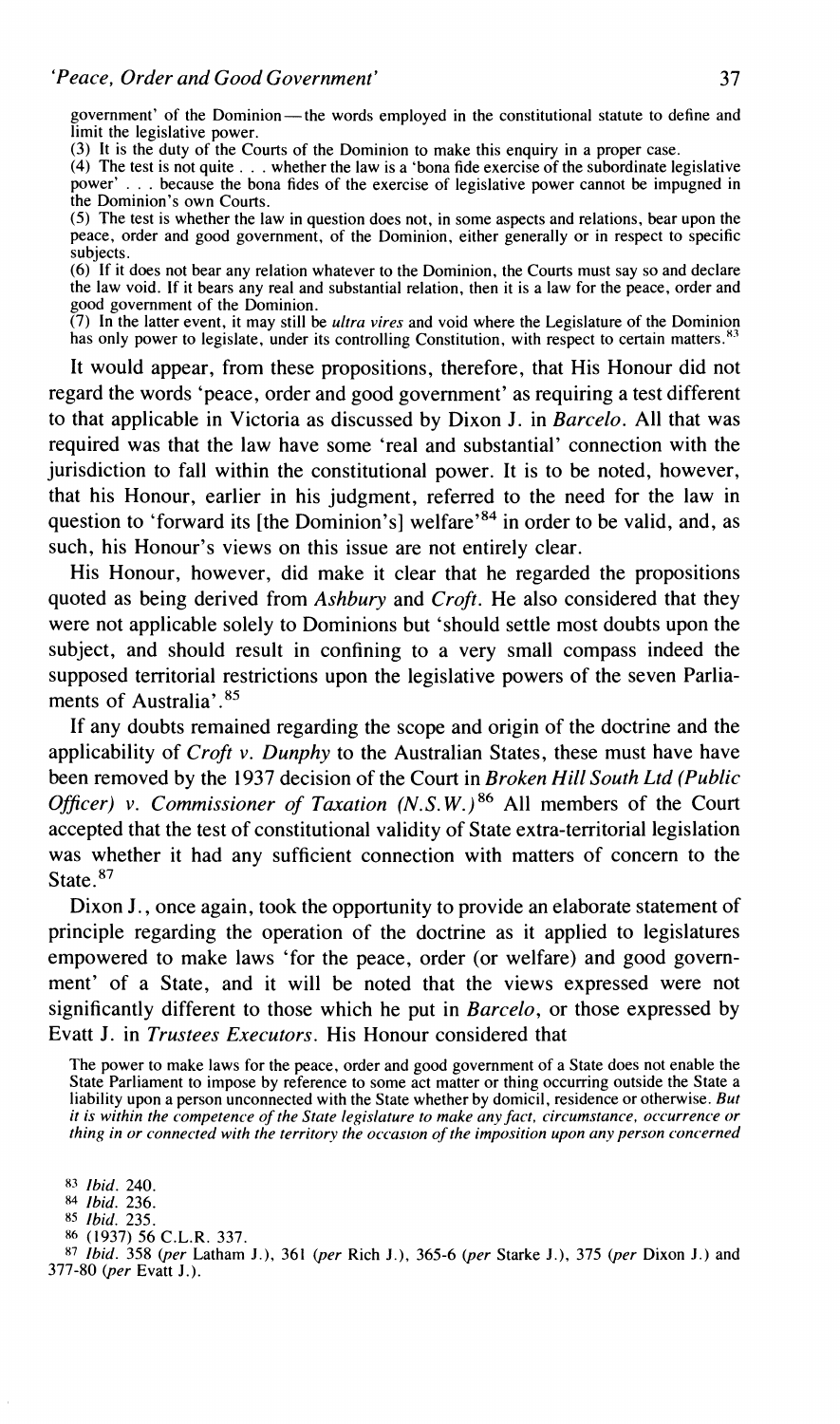government' of the Dominion—the words employed in the constitutional statute to define and limit the legislative power.

(3) It is the duty of the Courts of the Dominion to make this enquiry in a proper case.

(4) The test is not quite . . . whether the law is a 'bona fide exercise of the subordinate legislative power' . . . because the bona fides of the exercise of legislative power cannot be impugned in the Dominion's own Courts.

(5) The test is whether the law in question does not, in some aspects and relations, bear upon the peace, order and good government, of the Dominion, either generally or in respect to specific subjects.

(6) If it does not bear any relation whatever to the Dominion, the Courts must say so and declare the law void. If it bears any real and substantial relation, then it is a law for the peace, order and good government of the Dominion.

(7) In the latter event, it may still be *ultra vires* and void where the Legislature of the Dominion has only power to legislate, under its controlling Constitution, with respect to certain matters.[83]

It would appear, from these propositions, therefore, that His Honour did not regard the words 'peace, order and good government' as requiring a test different to that applicable in Victoria as discussed by Dixon J. in *Barcelo*. All that was required was that the law have some 'real and substantial' connection with the jurisdiction to fall within the constitutional power. It is to be noted, however, that his Honour, earlier in his judgment, referred to the need for the law in question to 'forward its [the Dominion's] welfare'[84] in order to be valid, and, as such, his Honour's views on this issue are not entirely clear.

His Honour, however, did make it clear that he regarded the propositions quoted as being derived from *Ashbury* and *Croft*. He also considered that they were not applicable solely to Dominions but 'should settle most doubts upon the subject, and should result in confining to a very small compass indeed the supposed territorial restrictions upon the legislative powers of the seven Parliaments of Australia'.[85]

If any doubts remained regarding the scope and origin of the doctrine and the applicability of *Croft v. Dunphy* to the Australian States, these must have have been removed by the 1937 decision of the Court in *Broken Hill South Ltd (Public Officer) v. Commissioner of Taxation (N.S.W.)*[86] All members of the Court accepted that the test of constitutional validity of State extra-territorial legislation was whether it had any sufficient connection with matters of concern to the State.[87]

Dixon J., once again, took the opportunity to provide an elaborate statement of principle regarding the operation of the doctrine as it applied to legislatures empowered to make laws 'for the peace, order (or welfare) and good government' of a State, and it will be noted that the views expressed were not significantly different to those which he put in *Barcelo*, or those expressed by Evatt J. in *Trustees Executors*. His Honour considered that

The power to make laws for the peace, order and good government of a State does not enable the State Parliament to impose by reference to some act matter or thing occurring outside the State a liability upon a person unconnected with the State whether by domicil, residence or otherwise. *But it is within the competence of the State legislature to make any fact, circumstance, occurrence or thing in or connected with the territory the occasion of the imposition upon any person concerned*

[83] *Ibid.* 240.

[84] *Ibid.* 236.

[85] *Ibid.* 235.

[86] (1937) 56 C.L.R. 337.

[87] *Ibid.* 358 (*per* Latham J.), 361 (*per* Rich J.), 365-6 (*per* Starke J.), 375 (*per* Dixon J.) and 377-80 (*per* Evatt J.).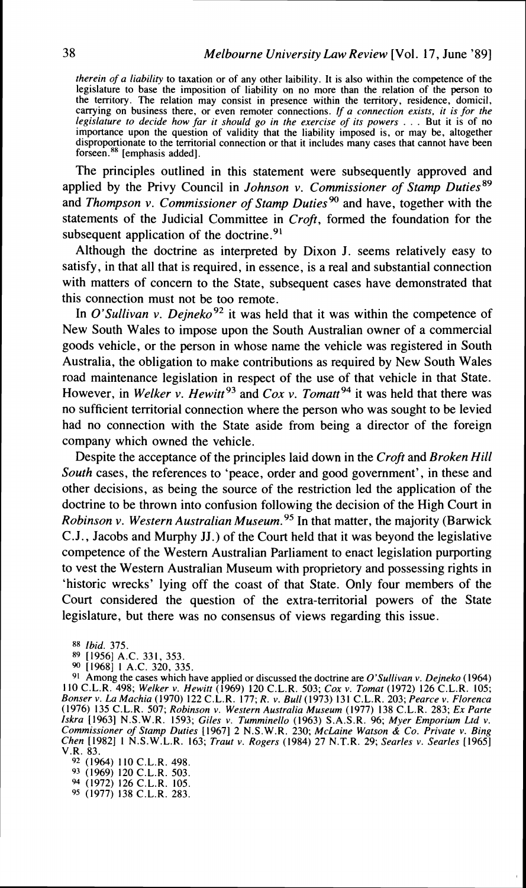*therein of a liability* to taxation or of any other laibility. It is also within the competence of the legislature to base the imposition of liability on no more than the relation of the person to the territory. The relation may consist in presence within the territory, residence, domicil, carrying on business there, or even remoter connections. *If a connection exists, it is for the legislature to decide how far it should go in the exercise of its powers* . . . But it is of no importance upon the question of validity that the liability imposed is, or may be, altogether disproportionate to the territorial connection or that it includes many cases that cannot have been forseen.[88] [emphasis added].

The principles outlined in this statement were subsequently approved and applied by the Privy Council in *Johnson v. Commissioner of Stamp Duties*[89] and *Thompson v. Commissioner of Stamp Duties*[90] and have, together with the statements of the Judicial Committee in *Croft*, formed the foundation for the subsequent application of the doctrine.[91]

Although the doctrine as interpreted by Dixon J. seems relatively easy to satisfy, in that all that is required, in essence, is a real and substantial connection with matters of concern to the State, subsequent cases have demonstrated that this connection must not be too remote.

In *O'Sullivan v. Dejneko*[92] it was held that it was within the competence of New South Wales to impose upon the South Australian owner of a commercial goods vehicle, or the person in whose name the vehicle was registered in South Australia, the obligation to make contributions as required by New South Wales road maintenance legislation in respect of the use of that vehicle in that State. However, in *Welker v. Hewitt*[93] and *Cox v. Tomatt*[94] it was held that there was no sufficient territorial connection where the person who was sought to be levied had no connection with the State aside from being a director of the foreign company which owned the vehicle.

Despite the acceptance of the principles laid down in the *Croft* and *Broken Hill South* cases, the references to 'peace, order and good government', in these and other decisions, as being the source of the restriction led the application of the doctrine to be thrown into confusion following the decision of the High Court in *Robinson v. Western Australian Museum.*[95] In that matter, the majority (Barwick C.J., Jacobs and Murphy JJ.) of the Court held that it was beyond the legislative competence of the Western Australian Parliament to enact legislation purporting to vest the Western Australian Museum with proprietory and possessing rights in 'historic wrecks' lying off the coast of that State. Only four members of the Court considered the question of the extra-territorial powers of the State legislature, but there was no consensus of views regarding this issue.

[88] *Ibid.* 375.

[89] [1956] A.C. 331, 353.

[90] [1968] 1 A.C. 320, 335.

[91] Among the cases which have applied or discussed the doctrine are *O'Sullivan v. Dejneko* (1964) 110 C.L.R. 498; *Welker v. Hewitt* (1969) 120 C.L.R. 503; *Cox v. Tomat* (1972) 126 C.L.R. 105; *Bonser v. La Machia* (1970) 122 C.L.R. 177; *R. v. Bull* (1973) 131 C.L.R. 203; *Pearce v. Florenca* (1976) 135 C.L.R. 507; *Robinson v. Western Australia Museum* (1977) 138 C.L.R. 283; *Ex Parte Iskra* [1963] N.S.W.R. 1593; *Giles v. Tumminello* (1963) S.A.S.R. 96; *Myer Emporium Ltd v. Commissioner of Stamp Duties* [1967] 2 N.S.W.R. 230; *McLaine Watson & Co. Private v. Bing Chen* [1982] 1 N.S.W.L.R. 163; *Traut v. Rogers* (1984) 27 N.T.R. 29; *Searles v. Searles* [1965] V.R. 83.

[92] (1964) 110 C.L.R. 498.

[93] (1969) 120 C.L.R. 503.

[94] (1972) 126 C.L.R. 105.

[95] (1977) 138 C.L.R. 283.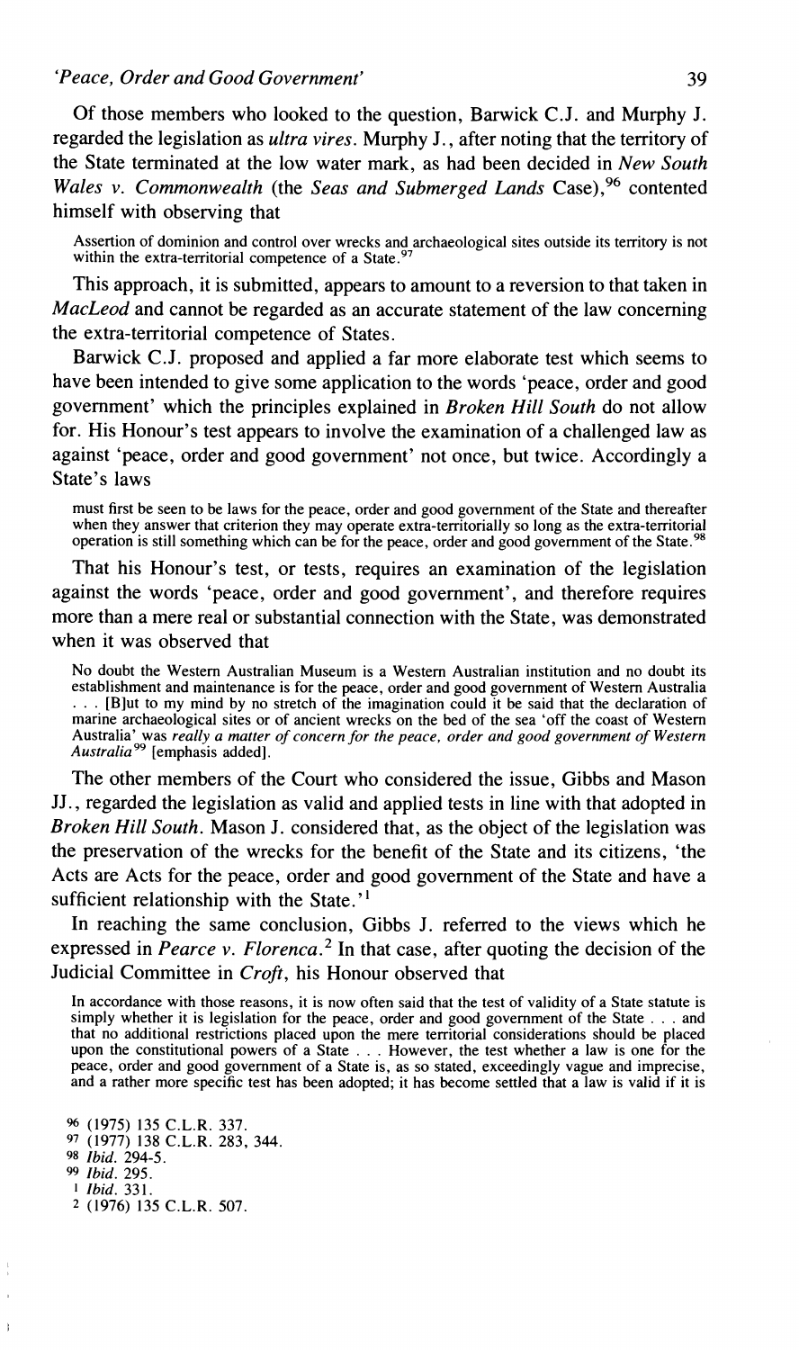Of those members who looked to the question, Barwick C.J. and Murphy J. regarded the legislation as *ultra vires*. Murphy J., after noting that the territory of the State terminated at the low water mark, as had been decided in *New South Wales v. Commonwealth* (the *Seas and Submerged Lands* Case),[96] contented himself with observing that

> Assertion of dominion and control over wrecks and archaeological sites outside its territory is not within the extra-territorial competence of a State.[97]

This approach, it is submitted, appears to amount to a reversion to that taken in *MacLeod* and cannot be regarded as an accurate statement of the law concerning the extra-territorial competence of States.

Barwick C.J. proposed and applied a far more elaborate test which seems to have been intended to give some application to the words 'peace, order and good government' which the principles explained in *Broken Hill South* do not allow for. His Honour's test appears to involve the examination of a challenged law as against 'peace, order and good government' not once, but twice. Accordingly a State's laws

> must first be seen to be laws for the peace, order and good government of the State and thereafter when they answer that criterion they may operate extra-territorially so long as the extra-territorial operation is still something which can be for the peace, order and good government of the State.[98]

That his Honour's test, or tests, requires an examination of the legislation against the words 'peace, order and good government', and therefore requires more than a mere real or substantial connection with the State, was demonstrated when it was observed that

> No doubt the Western Australian Museum is a Western Australian institution and no doubt its establishment and maintenance is for the peace, order and good government of Western Australia . . . [B]ut to my mind by no stretch of the imagination could it be said that the declaration of marine archaeological sites or of ancient wrecks on the bed of the sea 'off the coast of Western Australia' was *really a matter of concern for the peace, order and good government of Western Australia*[99] [emphasis added].

The other members of the Court who considered the issue, Gibbs and Mason JJ., regarded the legislation as valid and applied tests in line with that adopted in *Broken Hill South*. Mason J. considered that, as the object of the legislation was the preservation of the wrecks for the benefit of the State and its citizens, 'the Acts are Acts for the peace, order and good government of the State and have a sufficient relationship with the State.'[1]

In reaching the same conclusion, Gibbs J. referred to the views which he expressed in *Pearce v. Florenca*.[2] In that case, after quoting the decision of the Judicial Committee in *Croft*, his Honour observed that

> In accordance with those reasons, it is now often said that the test of validity of a State statute is simply whether it is legislation for the peace, order and good government of the State . . . and that no additional restrictions placed upon the mere territorial considerations should be placed upon the constitutional powers of a State . . . However, the test whether a law is one for the peace, order and good government of a State is, as so stated, exceedingly vague and imprecise, and a rather more specific test has been adopted; it has become settled that a law is valid if it is

[96] (1975) 135 C.L.R. 337.
[97] (1977) 138 C.L.R. 283, 344.
[98] *Ibid.* 294-5.
[99] *Ibid.* 295.
[1] *Ibid.* 331.
[2] (1976) 135 C.L.R. 507.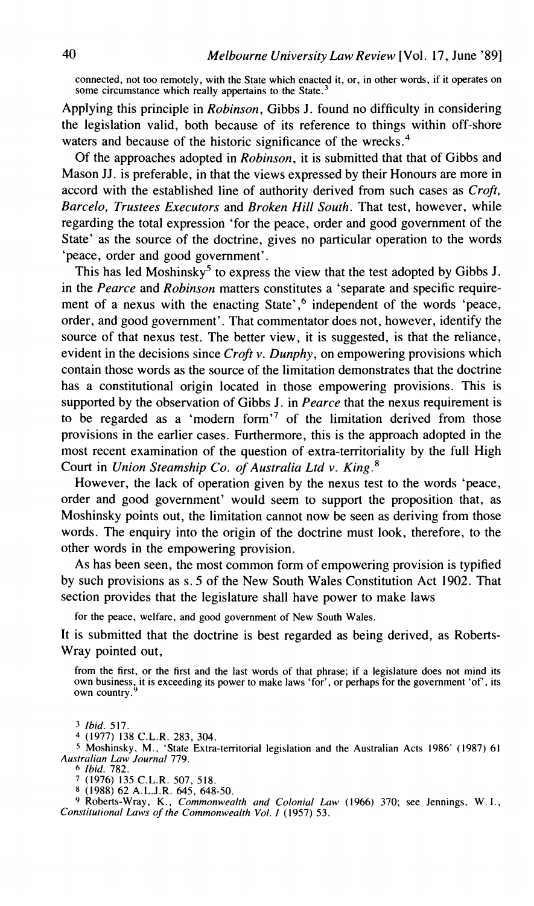connected, not too remotely, with the State which enacted it, or, in other words, if it operates on some circumstance which really appertains to the State.[3]

Applying this principle in *Robinson*, Gibbs J. found no difficulty in considering the legislation valid, both because of its reference to things within off-shore waters and because of the historic significance of the wrecks.[4]

Of the approaches adopted in *Robinson*, it is submitted that that of Gibbs and Mason JJ. is preferable, in that the views expressed by their Honours are more in accord with the established line of authority derived from such cases as *Croft, Barcelo, Trustees Executors* and *Broken Hill South*. That test, however, while regarding the total expression 'for the peace, order and good government of the State' as the source of the doctrine, gives no particular operation to the words 'peace, order and good government'.

This has led Moshinsky[5] to express the view that the test adopted by Gibbs J. in the *Pearce* and *Robinson* matters constitutes a 'separate and specific requirement of a nexus with the enacting State',[6] independent of the words 'peace, order, and good government'. That commentator does not, however, identify the source of that nexus test. The better view, it is suggested, is that the reliance, evident in the decisions since *Croft v. Dunphy*, on empowering provisions which contain those words as the source of the limitation demonstrates that the doctrine has a constitutional origin located in those empowering provisions. This is supported by the observation of Gibbs J. in *Pearce* that the nexus requirement is to be regarded as a 'modern form'[7] of the limitation derived from those provisions in the earlier cases. Furthermore, this is the approach adopted in the most recent examination of the question of extra-territoriality by the full High Court in *Union Steamship Co. of Australia Ltd v. King*.[8]

However, the lack of operation given by the nexus test to the words 'peace, order and good government' would seem to support the proposition that, as Moshinsky points out, the limitation cannot now be seen as deriving from those words. The enquiry into the origin of the doctrine must look, therefore, to the other words in the empowering provision.

As has been seen, the most common form of empowering provision is typified by such provisions as s. 5 of the New South Wales Constitution Act 1902. That section provides that the legislature shall have power to make laws

> for the peace, welfare, and good government of New South Wales.

It is submitted that the doctrine is best regarded as being derived, as Roberts-Wray pointed out,

> from the first, or the first and the last words of that phrase; if a legislature does not mind its own business, it is exceeding its power to make laws 'for', or perhaps for the government 'of', its own country.[9]

---

[3] *Ibid.* 517.

[4] (1977) 138 C.L.R. 283, 304.

[5] Moshinsky, M., 'State Extra-territorial legislation and the Australian Acts 1986' (1987) 61 *Australian Law Journal* 779.

[6] *Ibid.* 782.

[7] (1976) 135 C.L.R. 507, 518.

[8] (1988) 62 A.L.J.R. 645, 648-50.

[9] Roberts-Wray, K., *Commonwealth and Colonial Law* (1966) 370; see Jennings, W. I., *Constitutional Laws of the Commonwealth Vol. I* (1957) 53.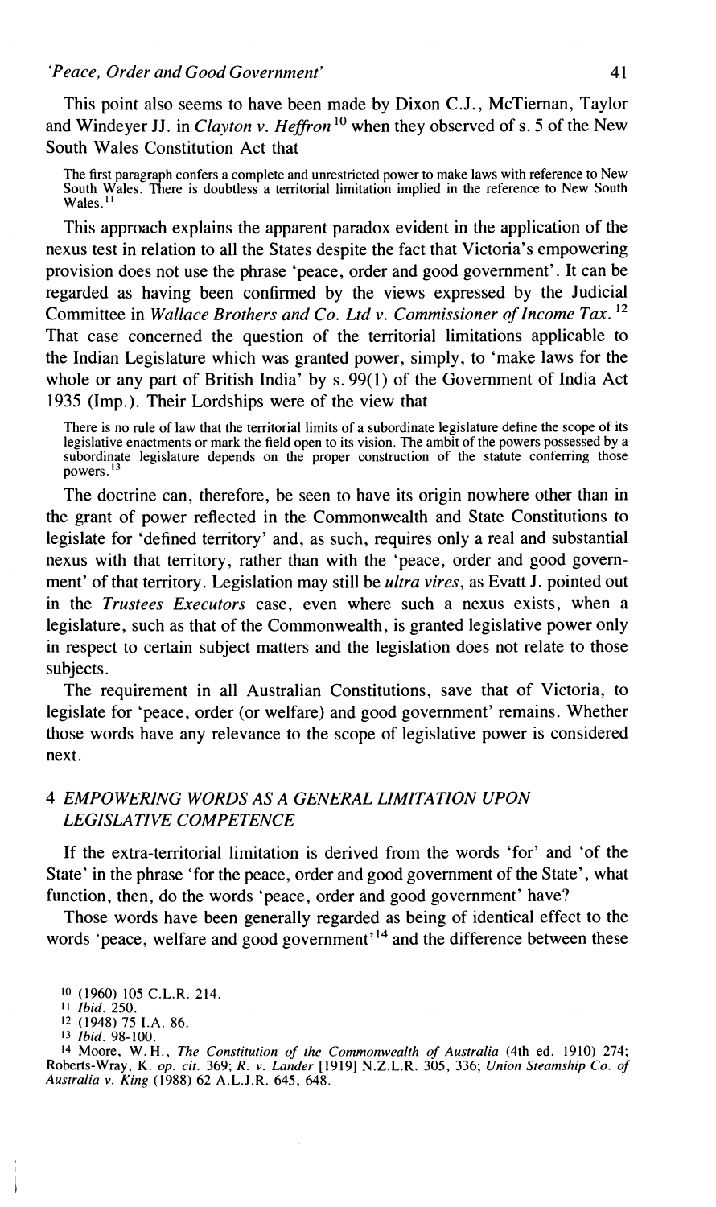This point also seems to have been made by Dixon C.J., McTiernan, Taylor and Windeyer JJ. in *Clayton v. Heffron*[10] when they observed of s. 5 of the New South Wales Constitution Act that

> The first paragraph confers a complete and unrestricted power to make laws with reference to New South Wales. There is doubtless a territorial limitation implied in the reference to New South Wales.[11]

This approach explains the apparent paradox evident in the application of the nexus test in relation to all the States despite the fact that Victoria's empowering provision does not use the phrase 'peace, order and good government'. It can be regarded as having been confirmed by the views expressed by the Judicial Committee in *Wallace Brothers and Co. Ltd v. Commissioner of Income Tax*.[12] That case concerned the question of the territorial limitations applicable to the Indian Legislature which was granted power, simply, to 'make laws for the whole or any part of British India' by s. 99(1) of the Government of India Act 1935 (Imp.). Their Lordships were of the view that

> There is no rule of law that the territorial limits of a subordinate legislature define the scope of its legislative enactments or mark the field open to its vision. The ambit of the powers possessed by a subordinate legislature depends on the proper construction of the statute conferring those powers.[13]

The doctrine can, therefore, be seen to have its origin nowhere other than in the grant of power reflected in the Commonwealth and State Constitutions to legislate for 'defined territory' and, as such, requires only a real and substantial nexus with that territory, rather than with the 'peace, order and good government' of that territory. Legislation may still be *ultra vires*, as Evatt J. pointed out in the *Trustees Executors* case, even where such a nexus exists, when a legislature, such as that of the Commonwealth, is granted legislative power only in respect to certain subject matters and the legislation does not relate to those subjects.

The requirement in all Australian Constitutions, save that of Victoria, to legislate for 'peace, order (or welfare) and good government' remains. Whether those words have any relevance to the scope of legislative power is considered next.

## 4 *EMPOWERING WORDS AS A GENERAL LIMITATION UPON LEGISLATIVE COMPETENCE*

If the extra-territorial limitation is derived from the words 'for' and 'of the State' in the phrase 'for the peace, order and good government of the State', what function, then, do the words 'peace, order and good government' have?

Those words have been generally regarded as being of identical effect to the words 'peace, welfare and good government'[14] and the difference between these

---

10 (1960) 105 C.L.R. 214.

11 *Ibid.* 250.

12 (1948) 75 I.A. 86.

13 *Ibid.* 98-100.

14 Moore, W. H., *The Constitution of the Commonwealth of Australia* (4th ed. 1910) 274; Roberts-Wray, K. *op. cit.* 369; *R. v. Lander* [1919] N.Z.L.R. 305, 336; *Union Steamship Co. of Australia v. King* (1988) 62 A.L.J.R. 645, 648.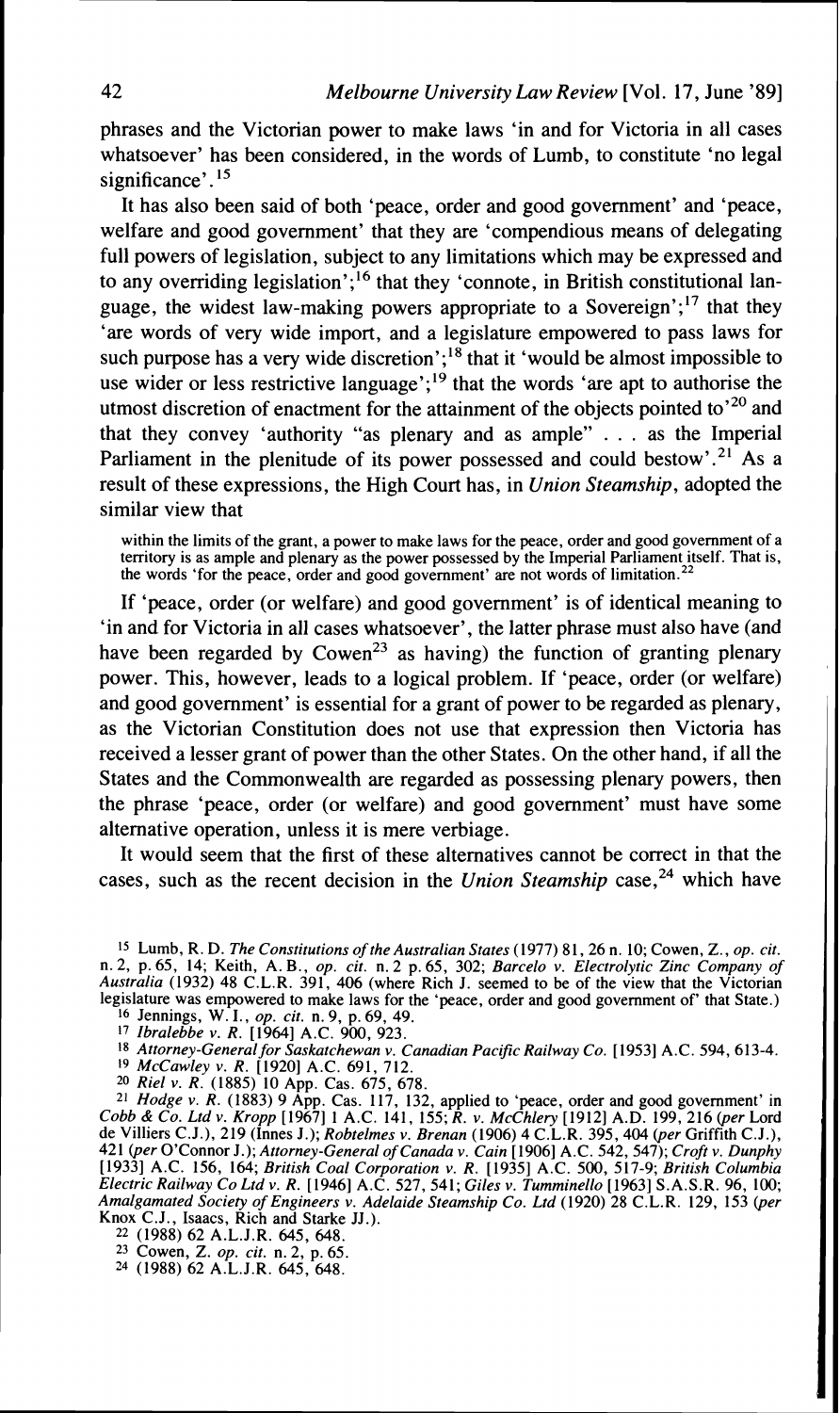phrases and the Victorian power to make laws 'in and for Victoria in all cases whatsoever' has been considered, in the words of Lumb, to constitute 'no legal significance'.[15]

It has also been said of both 'peace, order and good government' and 'peace, welfare and good government' that they are 'compendious means of delegating full powers of legislation, subject to any limitations which may be expressed and to any overriding legislation';[16] that they 'connote, in British constitutional language, the widest law-making powers appropriate to a Sovereign';[17] that they 'are words of very wide import, and a legislature empowered to pass laws for such purpose has a very wide discretion';[18] that it 'would be almost impossible to use wider or less restrictive language';[19] that the words 'are apt to authorise the utmost discretion of enactment for the attainment of the objects pointed to'[20] and that they convey 'authority "as plenary and as ample" . . . as the Imperial Parliament in the plenitude of its power possessed and could bestow'.[21] As a result of these expressions, the High Court has, in *Union Steamship*, adopted the similar view that

> within the limits of the grant, a power to make laws for the peace, order and good government of a territory is as ample and plenary as the power possessed by the Imperial Parliament itself. That is, the words 'for the peace, order and good government' are not words of limitation.[22]

If 'peace, order (or welfare) and good government' is of identical meaning to 'in and for Victoria in all cases whatsoever', the latter phrase must also have (and have been regarded by Cowen[23] as having) the function of granting plenary power. This, however, leads to a logical problem. If 'peace, order (or welfare) and good government' is essential for a grant of power to be regarded as plenary, as the Victorian Constitution does not use that expression then Victoria has received a lesser grant of power than the other States. On the other hand, if all the States and the Commonwealth are regarded as possessing plenary powers, then the phrase 'peace, order (or welfare) and good government' must have some alternative operation, unless it is mere verbiage.

It would seem that the first of these alternatives cannot be correct in that the cases, such as the recent decision in the *Union Steamship* case,[24] which have

---

[15] Lumb, R. D. *The Constitutions of the Australian States* (1977) 81, 26 n. 10; Cowen, Z., *op. cit.* n. 2, p. 65, 14; Keith, A. B., *op. cit.* n. 2 p. 65, 302; *Barcelo v. Electrolytic Zinc Company of Australia* (1932) 48 C.L.R. 391, 406 (where Rich J. seemed to be of the view that the Victorian legislature was empowered to make laws for the 'peace, order and good government of' that State.)

[16] Jennings, W. I., *op. cit.* n. 9, p. 69, 49.

[17] *Ibralebbe v. R.* [1964] A.C. 900, 923.

[18] *Attorney-General for Saskatchewan v. Canadian Pacific Railway Co.* [1953] A.C. 594, 613-4.

[19] *McCawley v. R.* [1920] A.C. 691, 712.

[20] *Riel v. R.* (1885) 10 App. Cas. 675, 678.

[21] *Hodge v. R.* (1883) 9 App. Cas. 117, 132, applied to 'peace, order and good government' in *Cobb & Co. Ltd v. Kropp* [1967] 1 A.C. 141, 155; *R. v. McChlery* [1912] A.D. 199, 216 (*per* Lord de Villiers C.J.), 219 (Innes J.); *Robtelmes v. Brenan* (1906) 4 C.L.R. 395, 404 (*per* Griffith C.J.), 421 (*per* O'Connor J.); *Attorney-General of Canada v. Cain* [1906] A.C. 542, 547; *Croft v. Dunphy* [1933] A.C. 156, 164; *British Coal Corporation v. R.* [1935] A.C. 500, 517-9; *British Columbia Electric Railway Co Ltd v. R.* [1946] A.C. 527, 541; *Giles v. Tumminello* [1963] S.A.S.R. 96, 100; *Amalgamated Society of Engineers v. Adelaide Steamship Co. Ltd* (1920) 28 C.L.R. 129, 153 (*per* Knox C.J., Isaacs, Rich and Starke JJ.).

[22] (1988) 62 A.L.J.R. 645, 648.

[23] Cowen, Z. *op. cit.* n. 2, p. 65.

[24] (1988) 62 A.L.J.R. 645, 648.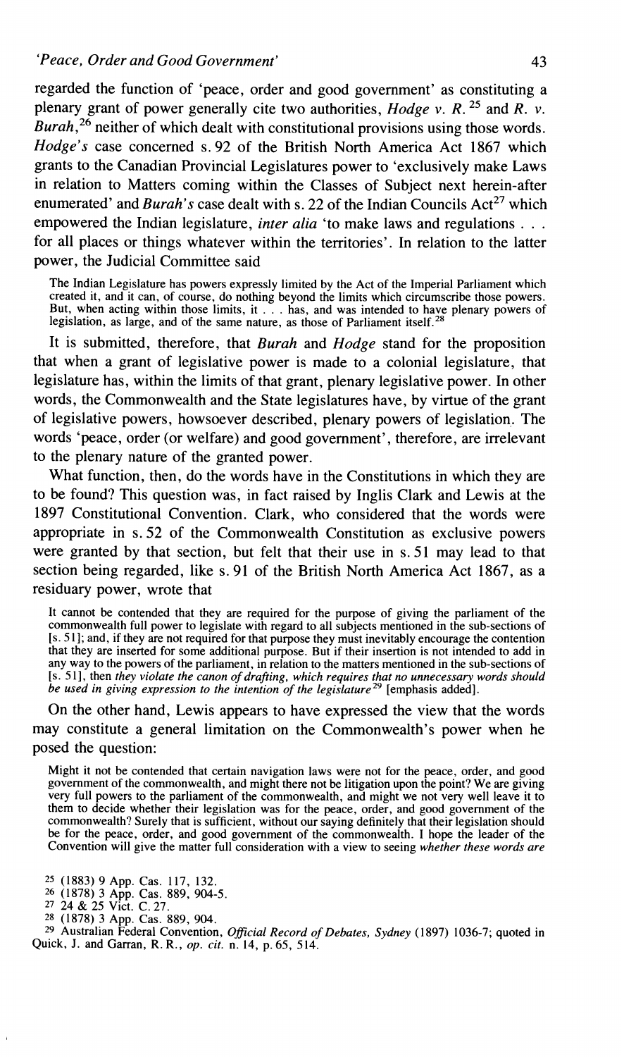regarded the function of 'peace, order and good government' as constituting a plenary grant of power generally cite two authorities, *Hodge v. R.*[25] and *R. v. Burah*,[26] neither of which dealt with constitutional provisions using those words. *Hodge's* case concerned s. 92 of the British North America Act 1867 which grants to the Canadian Provincial Legislatures power to 'exclusively make Laws in relation to Matters coming within the Classes of Subject next herein-after enumerated' and *Burah's* case dealt with s. 22 of the Indian Councils Act[27] which empowered the Indian legislature, *inter alia* 'to make laws and regulations . . . for all places or things whatever within the territories'. In relation to the latter power, the Judicial Committee said

> The Indian Legislature has powers expressly limited by the Act of the Imperial Parliament which created it, and it can, of course, do nothing beyond the limits which circumscribe those powers. But, when acting within those limits, it . . . has, and was intended to have plenary powers of legislation, as large, and of the same nature, as those of Parliament itself.[28]

It is submitted, therefore, that *Burah* and *Hodge* stand for the proposition that when a grant of legislative power is made to a colonial legislature, that legislature has, within the limits of that grant, plenary legislative power. In other words, the Commonwealth and the State legislatures have, by virtue of the grant of legislative powers, howsoever described, plenary powers of legislation. The words 'peace, order (or welfare) and good government', therefore, are irrelevant to the plenary nature of the granted power.

What function, then, do the words have in the Constitutions in which they are to be found? This question was, in fact raised by Inglis Clark and Lewis at the 1897 Constitutional Convention. Clark, who considered that the words were appropriate in s. 52 of the Commonwealth Constitution as exclusive powers were granted by that section, but felt that their use in s. 51 may lead to that section being regarded, like s. 91 of the British North America Act 1867, as a residuary power, wrote that

> It cannot be contended that they are required for the purpose of giving the parliament of the commonwealth full power to legislate with regard to all subjects mentioned in the sub-sections of [s. 51]; and, if they are not required for that purpose they must inevitably encourage the contention that they are inserted for some additional purpose. But if their insertion is not intended to add in any way to the powers of the parliament, in relation to the matters mentioned in the sub-sections of [s. 51], then *they violate the canon of drafting, which requires that no unnecessary words should be used in giving expression to the intention of the legislature*[29] [emphasis added].

On the other hand, Lewis appears to have expressed the view that the words may constitute a general limitation on the Commonwealth's power when he posed the question:

> Might it not be contended that certain navigation laws were not for the peace, order, and good government of the commonwealth, and might there not be litigation upon the point? We are giving very full powers to the parliament of the commonwealth, and might we not very well leave it to them to decide whether their legislation was for the peace, order, and good government of the commonwealth? Surely that is sufficient, without our saying definitely that their legislation should be for the peace, order, and good government of the commonwealth. I hope the leader of the Convention will give the matter full consideration with a view to seeing *whether these words are*

[25] (1883) 9 App. Cas. 117, 132.
[26] (1878) 3 App. Cas. 889, 904-5.
[27] 24 & 25 Vict. C. 27.
[28] (1878) 3 App. Cas. 889, 904.
[29] Australian Federal Convention, *Official Record of Debates, Sydney* (1897) 1036-7; quoted in Quick, J. and Garran, R. R., *op. cit.* n. 14, p. 65, 514.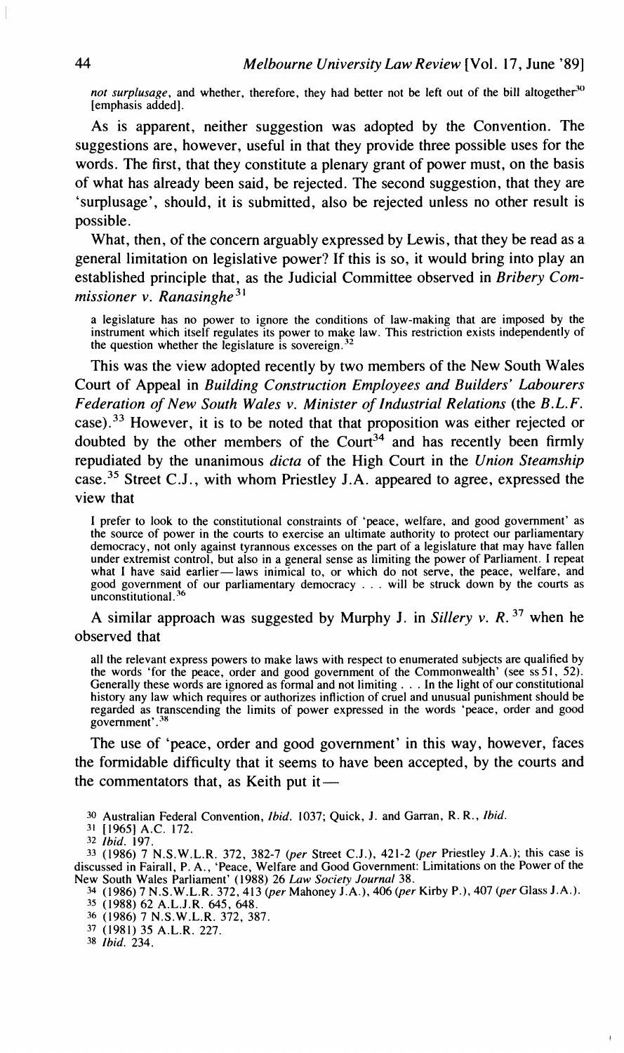*not surplusage*, and whether, therefore, they had better not be left out of the bill altogether[30] [emphasis added].

As is apparent, neither suggestion was adopted by the Convention. The suggestions are, however, useful in that they provide three possible uses for the words. The first, that they constitute a plenary grant of power must, on the basis of what has already been said, be rejected. The second suggestion, that they are 'surplusage', should, it is submitted, also be rejected unless no other result is possible.

What, then, of the concern arguably expressed by Lewis, that they be read as a general limitation on legislative power? If this is so, it would bring into play an established principle that, as the Judicial Committee observed in *Bribery Commissioner v. Ranasinghe*[31]

> a legislature has no power to ignore the conditions of law-making that are imposed by the instrument which itself regulates its power to make law. This restriction exists independently of the question whether the legislature is sovereign.[32]

This was the view adopted recently by two members of the New South Wales Court of Appeal in *Building Construction Employees and Builders' Labourers Federation of New South Wales v. Minister of Industrial Relations* (the *B.L.F.* case).[33] However, it is to be noted that that proposition was either rejected or doubted by the other members of the Court[34] and has recently been firmly repudiated by the unanimous *dicta* of the High Court in the *Union Steamship* case.[35] Street C.J., with whom Priestley J.A. appeared to agree, expressed the view that

> I prefer to look to the constitutional constraints of 'peace, welfare, and good government' as the source of power in the courts to exercise an ultimate authority to protect our parliamentary democracy, not only against tyrannous excesses on the part of a legislature that may have fallen under extremist control, but also in a general sense as limiting the power of Parliament. I repeat what I have said earlier — laws inimical to, or which do not serve, the peace, welfare, and good government of our parliamentary democracy . . . will be struck down by the courts as unconstitutional.[36]

A similar approach was suggested by Murphy J. in *Sillery v. R.*[37] when he observed that

> all the relevant express powers to make laws with respect to enumerated subjects are qualified by the words 'for the peace, order and good government of the Commonwealth' (see ss 51, 52). Generally these words are ignored as formal and not limiting . . . In the light of our constitutional history any law which requires or authorizes infliction of cruel and unusual punishment should be regarded as transcending the limits of power expressed in the words 'peace, order and good government'.[38]

The use of 'peace, order and good government' in this way, however, faces the formidable difficulty that it seems to have been accepted, by the courts and the commentators that, as Keith put it —

---

[30] Australian Federal Convention, *Ibid.* 1037; Quick, J. and Garran, R. R., *Ibid.*

[31] [1965] A.C. 172.

[32] *Ibid.* 197.

[33] (1986) 7 N.S.W.L.R. 372, 382-7 (*per* Street C.J.), 421-2 (*per* Priestley J.A.); this case is discussed in Fairall, P. A., 'Peace, Welfare and Good Government: Limitations on the Power of the New South Wales Parliament' (1988) 26 *Law Society Journal* 38.

[34] (1986) 7 N.S.W.L.R. 372, 413 (*per* Mahoney J.A.), 406 (*per* Kirby P.), 407 (*per* Glass J.A.).

[35] (1988) 62 A.L.J.R. 645, 648.

[36] (1986) 7 N.S.W.L.R. 372, 387.

[37] (1981) 35 A.L.R. 227.

[38] *Ibid.* 234.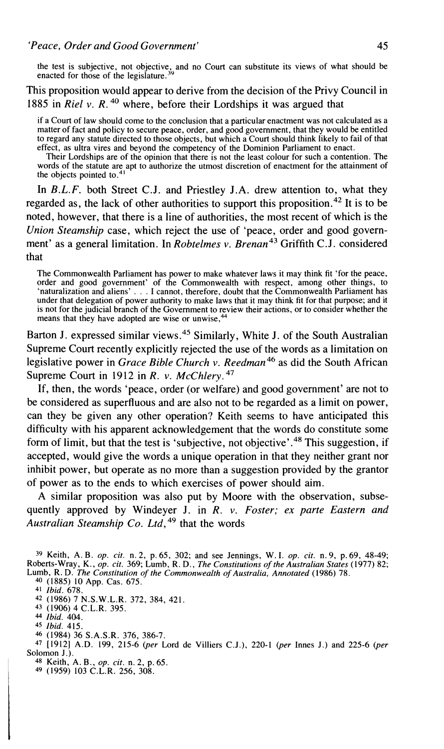the test is subjective, not objective, and no Court can substitute its views of what should be enacted for those of the legislature.[39]

This proposition would appear to derive from the decision of the Privy Council in 1885 in *Riel v. R.*[40] where, before their Lordships it was argued that

> if a Court of law should come to the conclusion that a particular enactment was not calculated as a matter of fact and policy to secure peace, order, and good government, that they would be entitled to regard any statute directed to those objects, but which a Court should think likely to fail of that effect, as ultra vires and beyond the competency of the Dominion Parliament to enact.
>
> Their Lordships are of the opinion that there is not the least colour for such a contention. The words of the statute are apt to authorize the utmost discretion of enactment for the attainment of the objects pointed to.[41]

In *B.L.F.* both Street C.J. and Priestley J.A. drew attention to, what they regarded as, the lack of other authorities to support this proposition.[42] It is to be noted, however, that there is a line of authorities, the most recent of which is the *Union Steamship* case, which reject the use of 'peace, order and good government' as a general limitation. In *Robtelmes v. Brenan*[43] Griffith C.J. considered that

> The Commonwealth Parliament has power to make whatever laws it may think fit 'for the peace, order and good government' of the Commonwealth with respect, among other things, to 'naturalization and aliens' . . . I cannot, therefore, doubt that the Commonwealth Parliament has under that delegation of power authority to make laws that it may think fit for that purpose; and it is not for the judicial branch of the Government to review their actions, or to consider whether the means that they have adopted are wise or unwise,[44]

Barton J. expressed similar views.[45] Similarly, White J. of the South Australian Supreme Court recently explicitly rejected the use of the words as a limitation on legislative power in *Grace Bible Church v. Reedman*[46] as did the South African Supreme Court in 1912 in *R. v. McChlery*.[47]

If, then, the words 'peace, order (or welfare) and good government' are not to be considered as superfluous and are also not to be regarded as a limit on power, can they be given any other operation? Keith seems to have anticipated this difficulty with his apparent acknowledgement that the words do constitute some form of limit, but that the test is 'subjective, not objective'.[48] This suggestion, if accepted, would give the words a unique operation in that they neither grant nor inhibit power, but operate as no more than a suggestion provided by the grantor of power as to the ends to which exercises of power should aim.

A similar proposition was also put by Moore with the observation, subsequently approved by Windeyer J. in *R. v. Foster; ex parte Eastern and Australian Steamship Co. Ltd*,[49] that the words

---

[39] Keith, A. B. *op. cit.* n. 2, p. 65, 302; and see Jennings, W. I. *op. cit.* n. 9, p. 69, 48-49; Roberts-Wray, K., *op. cit.* 369; Lumb, R. D., *The Constitutions of the Australian States* (1977) 82; Lumb, R. D. *The Constitution of the Commonwealth of Australia, Annotated* (1986) 78.

[40] (1885) 10 App. Cas. 675.

[41] *Ibid.* 678.

[42] (1986) 7 N.S.W.L.R. 372, 384, 421.

[43] (1906) 4 C.L.R. 395.

[44] *Ibid.* 404.

[45] *Ibid.* 415.

[46] (1984) 36 S.A.S.R. 376, 386-7.

[47] [1912] A.D. 199, 215-6 (*per* Lord de Villiers C.J.), 220-1 (*per* Innes J.) and 225-6 (*per* Solomon J.).

[48] Keith, A. B., *op. cit.* n. 2, p. 65.

[49] (1959) 103 C.L.R. 256, 308.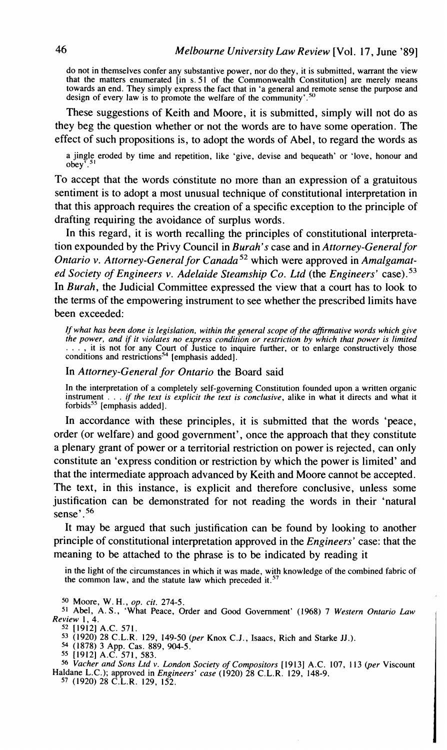> do not in themselves confer any substantive power, nor do they, it is submitted, warrant the view that the matters enumerated [in s. 51 of the Commonwealth Constitution] are merely means towards an end. They simply express the fact that in 'a general and remote sense the purpose and design of every law is to promote the welfare of the community'.[50]

These suggestions of Keith and Moore, it is submitted, simply will not do as they beg the question whether or not the words are to have some operation. The effect of such propositions is, to adopt the words of Abel, to regard the words as

> a jingle eroded by time and repetition, like 'give, devise and bequeath' or 'love, honour and obey'.[51]

To accept that the words constitute no more than an expression of a gratuitous sentiment is to adopt a most unusual technique of constitutional interpretation in that this approach requires the creation of a specific exception to the principle of drafting requiring the avoidance of surplus words.

In this regard, it is worth recalling the principles of constitutional interpretation expounded by the Privy Council in *Burah's* case and in *Attorney-General for Ontario v. Attorney-General for Canada*[52] which were approved in *Amalgamated Society of Engineers v. Adelaide Steamship Co. Ltd* (the *Engineers'* case).[53] In *Burah*, the Judicial Committee expressed the view that a court has to look to the terms of the empowering instrument to see whether the prescribed limits have been exceeded:

> *If what has been done is legislation, within the general scope of the affirmative words which give the power, and if it violates no express condition or restriction by which that power is limited* . . . , it is not for any Court of Justice to inquire further, or to enlarge constructively those conditions and restrictions[54] [emphasis added].

In *Attorney-General for Ontario* the Board said

> In the interpretation of a completely self-governing Constitution founded upon a written organic instrument . . . *if the text is explicit the text is conclusive*, alike in what it directs and what it forbids[55] [emphasis added].

In accordance with these principles, it is submitted that the words 'peace, order (or welfare) and good government', once the approach that they constitute a plenary grant of power or a territorial restriction on power is rejected, can only constitute an 'express condition or restriction by which the power is limited' and that the intermediate approach advanced by Keith and Moore cannot be accepted. The text, in this instance, is explicit and therefore conclusive, unless some justification can be demonstrated for not reading the words in their 'natural sense'.[56]

It may be argued that such justification can be found by looking to another principle of constitutional interpretation approved in the *Engineers'* case: that the meaning to be attached to the phrase is to be indicated by reading it

> in the light of the circumstances in which it was made, with knowledge of the combined fabric of the common law, and the statute law which preceded it.[57]

---

[50] Moore, W. H., *op. cit.* 274-5.

[51] Abel, A. S., 'What Peace, Order and Good Government' (1968) 7 *Western Ontario Law Review* 1, 4.

[52] [1912] A.C. 571.

[53] (1920) 28 C.L.R. 129, 149-50 (*per* Knox C.J., Isaacs, Rich and Starke JJ.).

[54] (1878) 3 App. Cas. 889, 904-5.

[55] [1912] A.C. 571, 583.

[56] *Vacher and Sons Ltd v. London Society of Compositors* [1913] A.C. 107, 113 (*per* Viscount Haldane L.C.); approved in *Engineers' case* (1920) 28 C.L.R. 129, 148-9.

[57] (1920) 28 C.L.R. 129, 152.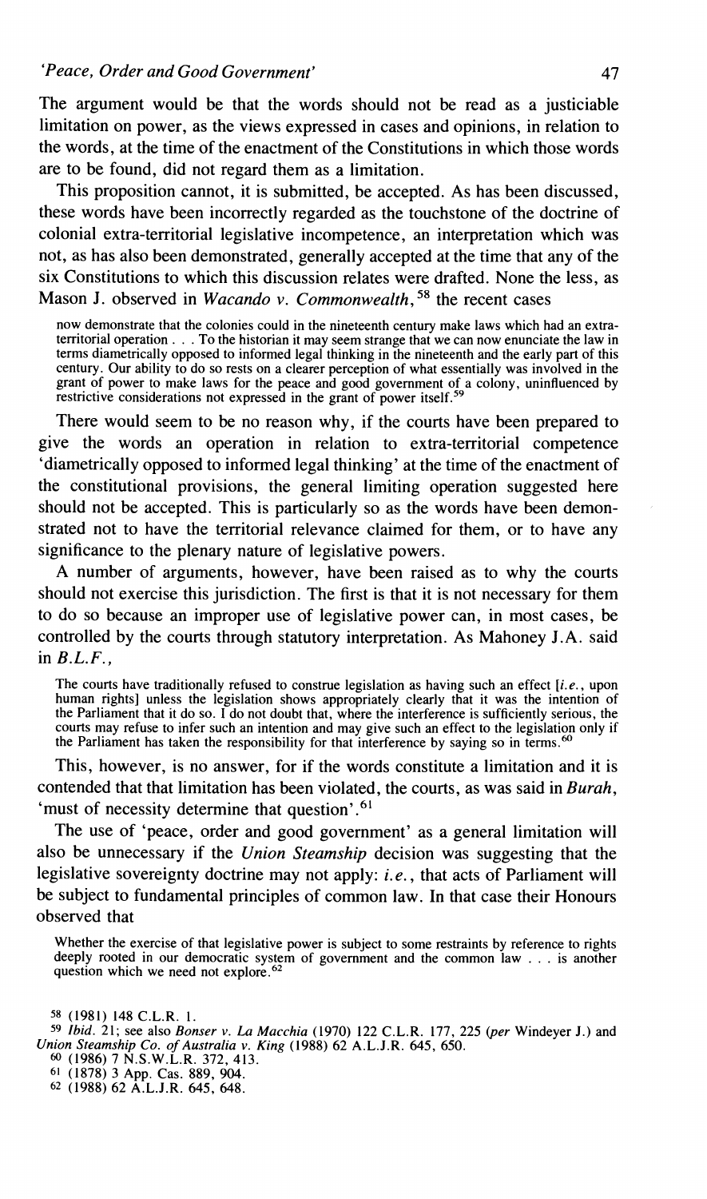The argument would be that the words should not be read as a justiciable limitation on power, as the views expressed in cases and opinions, in relation to the words, at the time of the enactment of the Constitutions in which those words are to be found, did not regard them as a limitation.

This proposition cannot, it is submitted, be accepted. As has been discussed, these words have been incorrectly regarded as the touchstone of the doctrine of colonial extra-territorial legislative incompetence, an interpretation which was not, as has also been demonstrated, generally accepted at the time that any of the six Constitutions to which this discussion relates were drafted. None the less, as Mason J. observed in *Wacando v. Commonwealth*,[58] the recent cases

> now demonstrate that the colonies could in the nineteenth century make laws which had an extra-territorial operation . . . To the historian it may seem strange that we can now enunciate the law in terms diametrically opposed to informed legal thinking in the nineteenth and the early part of this century. Our ability to do so rests on a clearer perception of what essentially was involved in the grant of power to make laws for the peace and good government of a colony, uninfluenced by restrictive considerations not expressed in the grant of power itself.[59]

There would seem to be no reason why, if the courts have been prepared to give the words an operation in relation to extra-territorial competence 'diametrically opposed to informed legal thinking' at the time of the enactment of the constitutional provisions, the general limiting operation suggested here should not be accepted. This is particularly so as the words have been demonstrated not to have the territorial relevance claimed for them, or to have any significance to the plenary nature of legislative powers.

A number of arguments, however, have been raised as to why the courts should not exercise this jurisdiction. The first is that it is not necessary for them to do so because an improper use of legislative power can, in most cases, be controlled by the courts through statutory interpretation. As Mahoney J.A. said in *B.L.F.*,

> The courts have traditionally refused to construe legislation as having such an effect [*i.e.*, upon human rights] unless the legislation shows appropriately clearly that it was the intention of the Parliament that it do so. I do not doubt that, where the interference is sufficiently serious, the courts may refuse to infer such an intention and may give such an effect to the legislation only if the Parliament has taken the responsibility for that interference by saying so in terms.[60]

This, however, is no answer, for if the words constitute a limitation and it is contended that that limitation has been violated, the courts, as was said in *Burah*, 'must of necessity determine that question'.[61]

The use of 'peace, order and good government' as a general limitation will also be unnecessary if the *Union Steamship* decision was suggesting that the legislative sovereignty doctrine may not apply: *i.e.*, that acts of Parliament will be subject to fundamental principles of common law. In that case their Honours observed that

> Whether the exercise of that legislative power is subject to some restraints by reference to rights deeply rooted in our democratic system of government and the common law . . . is another question which we need not explore.[62]

---

[58] (1981) 148 C.L.R. 1.

[59] *Ibid.* 21; see also *Bonser v. La Macchia* (1970) 122 C.L.R. 177, 225 (*per* Windeyer J.) and *Union Steamship Co. of Australia v. King* (1988) 62 A.L.J.R. 645, 650.

[60] (1986) 7 N.S.W.L.R. 372, 413.

[61] (1878) 3 App. Cas. 889, 904.

[62] (1988) 62 A.L.J.R. 645, 648.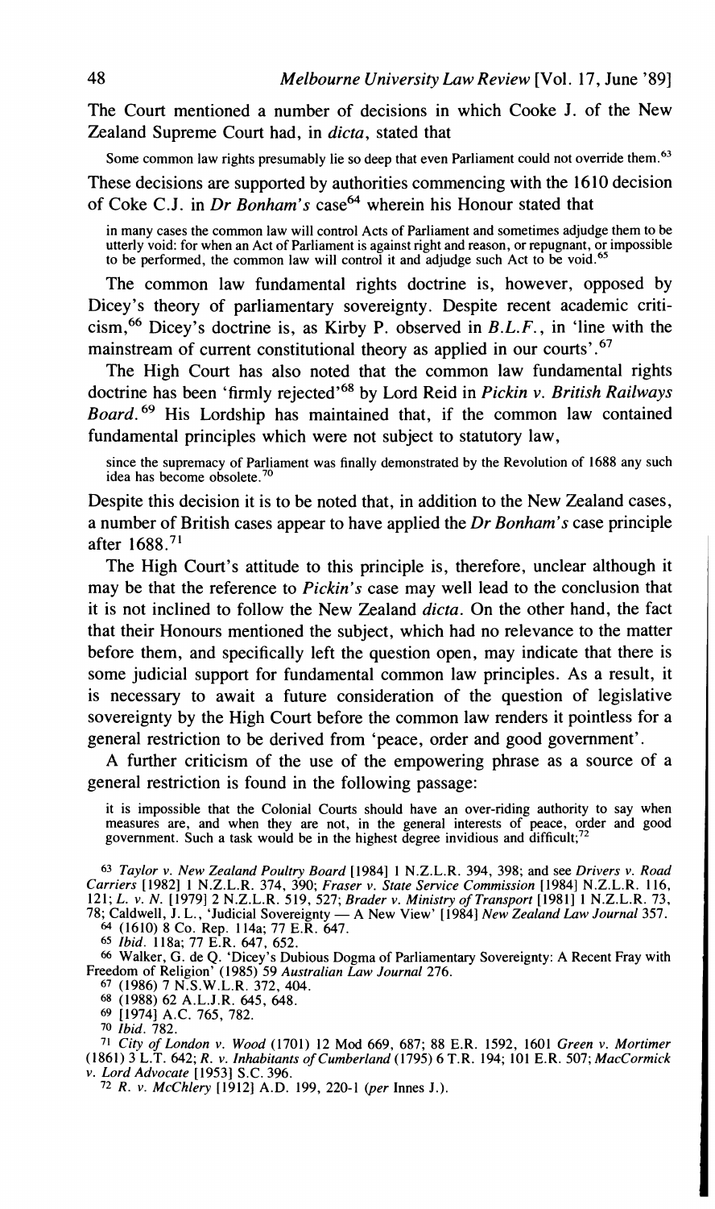The Court mentioned a number of decisions in which Cooke J. of the New Zealand Supreme Court had, in *dicta*, stated that

> Some common law rights presumably lie so deep that even Parliament could not override them.[63]

These decisions are supported by authorities commencing with the 1610 decision of Coke C.J. in *Dr Bonham's* case[64] wherein his Honour stated that

> in many cases the common law will control Acts of Parliament and sometimes adjudge them to be utterly void: for when an Act of Parliament is against right and reason, or repugnant, or impossible to be performed, the common law will control it and adjudge such Act to be void.[65]

The common law fundamental rights doctrine is, however, opposed by Dicey's theory of parliamentary sovereignty. Despite recent academic criticism,[66] Dicey's doctrine is, as Kirby P. observed in *B.L.F.*, in 'line with the mainstream of current constitutional theory as applied in our courts'.[67]

The High Court has also noted that the common law fundamental rights doctrine has been 'firmly rejected'[68] by Lord Reid in *Pickin v. British Railways Board*.[69] His Lordship has maintained that, if the common law contained fundamental principles which were not subject to statutory law,

> since the supremacy of Parliament was finally demonstrated by the Revolution of 1688 any such idea has become obsolete.[70]

Despite this decision it is to be noted that, in addition to the New Zealand cases, a number of British cases appear to have applied the *Dr Bonham's* case principle after 1688.[71]

The High Court's attitude to this principle is, therefore, unclear although it may be that the reference to *Pickin's* case may well lead to the conclusion that it is not inclined to follow the New Zealand *dicta*. On the other hand, the fact that their Honours mentioned the subject, which had no relevance to the matter before them, and specifically left the question open, may indicate that there is some judicial support for fundamental common law principles. As a result, it is necessary to await a future consideration of the question of legislative sovereignty by the High Court before the common law renders it pointless for a general restriction to be derived from 'peace, order and good government'.

A further criticism of the use of the empowering phrase as a source of a general restriction is found in the following passage:

> it is impossible that the Colonial Courts should have an over-riding authority to say when measures are, and when they are not, in the general interests of peace, order and good government. Such a task would be in the highest degree invidious and difficult;[72]

---

[63] *Taylor v. New Zealand Poultry Board* [1984] 1 N.Z.L.R. 394, 398; and see *Drivers v. Road Carriers* [1982] 1 N.Z.L.R. 374, 390; *Fraser v. State Service Commission* [1984] N.Z.L.R. 116, 121; *L. v. N.* [1979] 2 N.Z.L.R. 519, 527; *Brader v. Ministry of Transport* [1981] 1 N.Z.L.R. 73, 78; Caldwell, J. L., 'Judicial Sovereignty — A New View' [1984] *New Zealand Law Journal* 357.

[64] (1610) 8 Co. Rep. 114a; 77 E.R. 647.

[65] *Ibid.* 118a; 77 E.R. 647, 652.

[66] Walker, G. de Q. 'Dicey's Dubious Dogma of Parliamentary Sovereignty: A Recent Fray with Freedom of Religion' (1985) 59 *Australian Law Journal* 276.

[67] (1986) 7 N.S.W.L.R. 372, 404.

[68] (1988) 62 A.L.J.R. 645, 648.

[69] [1974] A.C. 765, 782.

[70] *Ibid.* 782.

[71] *City of London v. Wood* (1701) 12 Mod 669, 687; 88 E.R. 1592, 1601 *Green v. Mortimer* (1861) 3 L.T. 642; *R. v. Inhabitants of Cumberland* (1795) 6 T.R. 194; 101 E.R. 507; *MacCormick v. Lord Advocate* [1953] S.C. 396.

[72] *R. v. McChlery* [1912] A.D. 199, 220-1 (*per* Innes J.).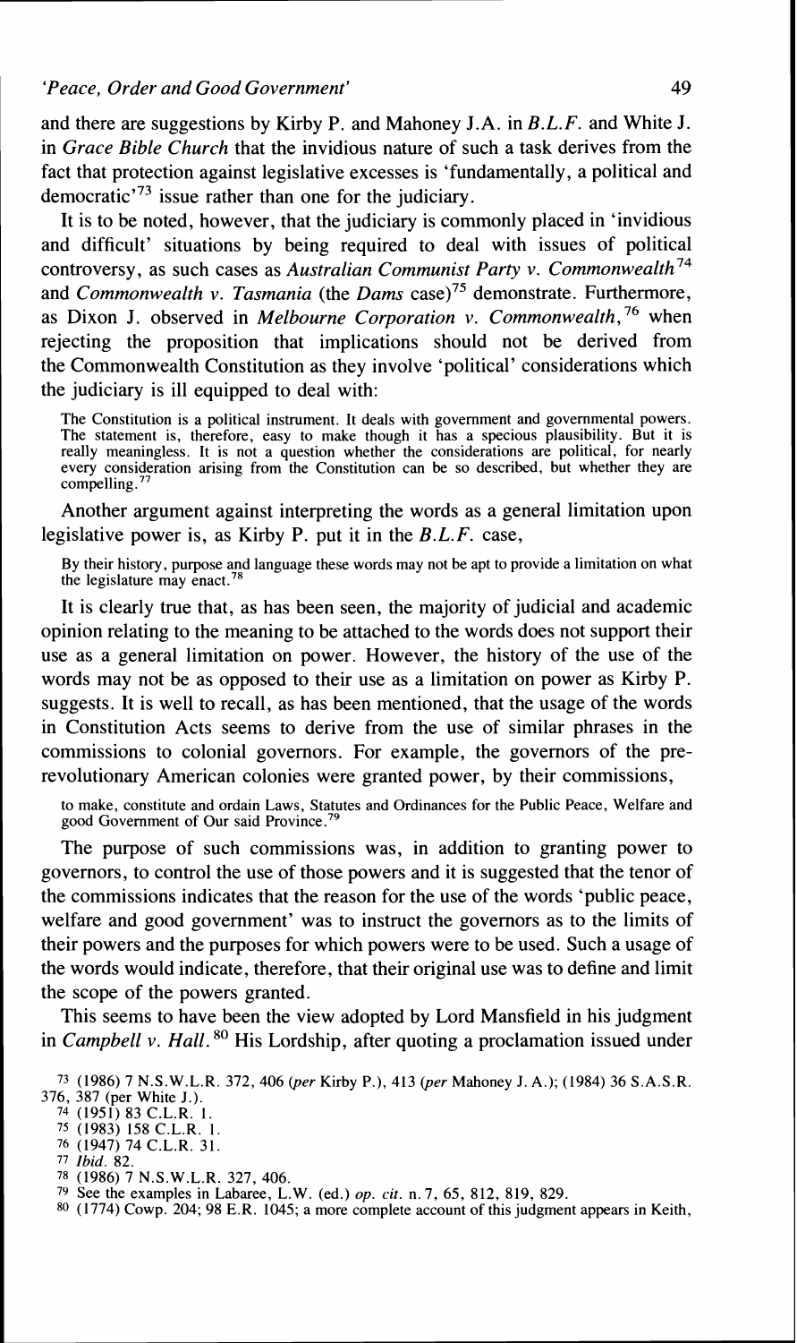and there are suggestions by Kirby P. and Mahoney J.A. in *B.L.F.* and White J. in *Grace Bible Church* that the invidious nature of such a task derives from the fact that protection against legislative excesses is 'fundamentally, a political and democratic'[73] issue rather than one for the judiciary.

It is to be noted, however, that the judiciary is commonly placed in 'invidious and difficult' situations by being required to deal with issues of political controversy, as such cases as *Australian Communist Party v. Commonwealth*[74] and *Commonwealth v. Tasmania* (the *Dams* case)[75] demonstrate. Furthermore, as Dixon J. observed in *Melbourne Corporation v. Commonwealth*,[76] when rejecting the proposition that implications should not be derived from the Commonwealth Constitution as they involve 'political' considerations which the judiciary is ill equipped to deal with:

> The Constitution is a political instrument. It deals with government and governmental powers. The statement is, therefore, easy to make though it has a specious plausibility. But it is really meaningless. It is not a question whether the considerations are political, for nearly every consideration arising from the Constitution can be so described, but whether they are compelling.[77]

Another argument against interpreting the words as a general limitation upon legislative power is, as Kirby P. put it in the *B.L.F.* case,

> By their history, purpose and language these words may not be apt to provide a limitation on what the legislature may enact.[78]

It is clearly true that, as has been seen, the majority of judicial and academic opinion relating to the meaning to be attached to the words does not support their use as a general limitation on power. However, the history of the use of the words may not be as opposed to their use as a limitation on power as Kirby P. suggests. It is well to recall, as has been mentioned, that the usage of the words in Constitution Acts seems to derive from the use of similar phrases in the commissions to colonial governors. For example, the governors of the pre-revolutionary American colonies were granted power, by their commissions,

> to make, constitute and ordain Laws, Statutes and Ordinances for the Public Peace, Welfare and good Government of Our said Province.[79]

The purpose of such commissions was, in addition to granting power to governors, to control the use of those powers and it is suggested that the tenor of the commissions indicates that the reason for the use of the words 'public peace, welfare and good government' was to instruct the governors as to the limits of their powers and the purposes for which powers were to be used. Such a usage of the words would indicate, therefore, that their original use was to define and limit the scope of the powers granted.

This seems to have been the view adopted by Lord Mansfield in his judgment in *Campbell v. Hall*.[80] His Lordship, after quoting a proclamation issued under

---

73 (1986) 7 N.S.W.L.R. 372, 406 (*per* Kirby P.), 413 (*per* Mahoney J. A.); (1984) 36 S.A.S.R. 376, 387 (per White J.).

74 (1951) 83 C.L.R. 1.

75 (1983) 158 C.L.R. 1.

76 (1947) 74 C.L.R. 31.

77 *Ibid.* 82.

78 (1986) 7 N.S.W.L.R. 327, 406.

79 See the examples in Labaree, L.W. (ed.) *op. cit.* n. 7, 65, 812, 819, 829.

80 (1774) Cowp. 204; 98 E.R. 1045; a more complete account of this judgment appears in Keith,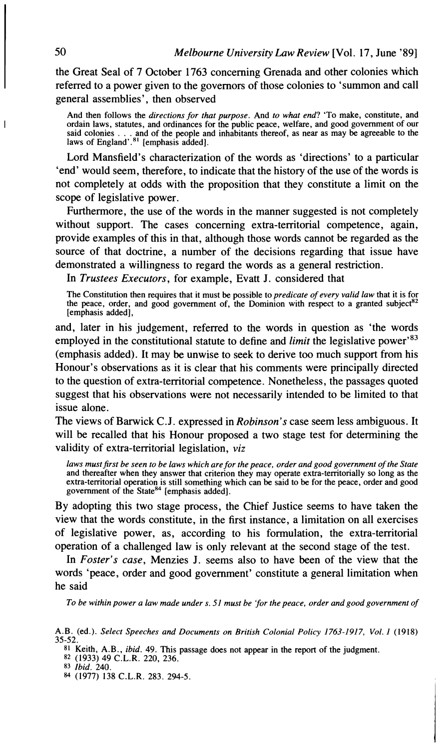the Great Seal of 7 October 1763 concerning Grenada and other colonies which referred to a power given to the governors of those colonies to 'summon and call general assemblies', then observed

> And then follows the *directions for that purpose*. And *to what end*? 'To make, constitute, and ordain laws, statutes, and ordinances for the public peace, welfare, and good government of our said colonies . . . and of the people and inhabitants thereof, as near as may be agreeable to the laws of England'.[81] [emphasis added].

Lord Mansfield's characterization of the words as 'directions' to a particular 'end' would seem, therefore, to indicate that the history of the use of the words is not completely at odds with the proposition that they constitute a limit on the scope of legislative power.

Furthermore, the use of the words in the manner suggested is not completely without support. The cases concerning extra-territorial competence, again, provide examples of this in that, although those words cannot be regarded as the source of that doctrine, a number of the decisions regarding that issue have demonstrated a willingness to regard the words as a general restriction.

In *Trustees Executors*, for example, Evatt J. considered that

> The Constitution then requires that it must be possible to *predicate of every valid law* that it is for the peace, order, and good government of, the Dominion with respect to a granted subject[82] [emphasis added],

and, later in his judgement, referred to the words in question as 'the words employed in the constitutional statute to define and *limit* the legislative power'[83] (emphasis added). It may be unwise to seek to derive too much support from his Honour's observations as it is clear that his comments were principally directed to the question of extra-territorial competence. Nonetheless, the passages quoted suggest that his observations were not necessarily intended to be limited to that issue alone.

The views of Barwick C.J. expressed in *Robinson's* case seem less ambiguous. It will be recalled that his Honour proposed a two stage test for determining the validity of extra-territorial legislation, *viz*

> *laws must first be seen to be laws which are for the peace, order and good government of the State* and thereafter when they answer that criterion they may operate extra-territorially so long as the extra-territorial operation is still something which can be said to be for the peace, order and good government of the State[84] [emphasis added].

By adopting this two stage process, the Chief Justice seems to have taken the view that the words constitute, in the first instance, a limitation on all exercises of legislative power, as, according to his formulation, the extra-territorial operation of a challenged law is only relevant at the second stage of the test.

In *Foster's case*, Menzies J. seems also to have been of the view that the words 'peace, order and good government' constitute a general limitation when he said

> *To be within power a law made under s. 51 must be 'for the peace, order and good government of*

---

A.B. (ed.). *Select Speeches and Documents on British Colonial Policy 1763-1917, Vol. 1* (1918) 35-52.

[81] Keith, A.B., *ibid.* 49. This passage does not appear in the report of the judgment.

[82] (1933) 49 C.L.R. 220, 236.

[83] *Ibid.* 240.

[84] (1977) 138 C.L.R. 283. 294-5.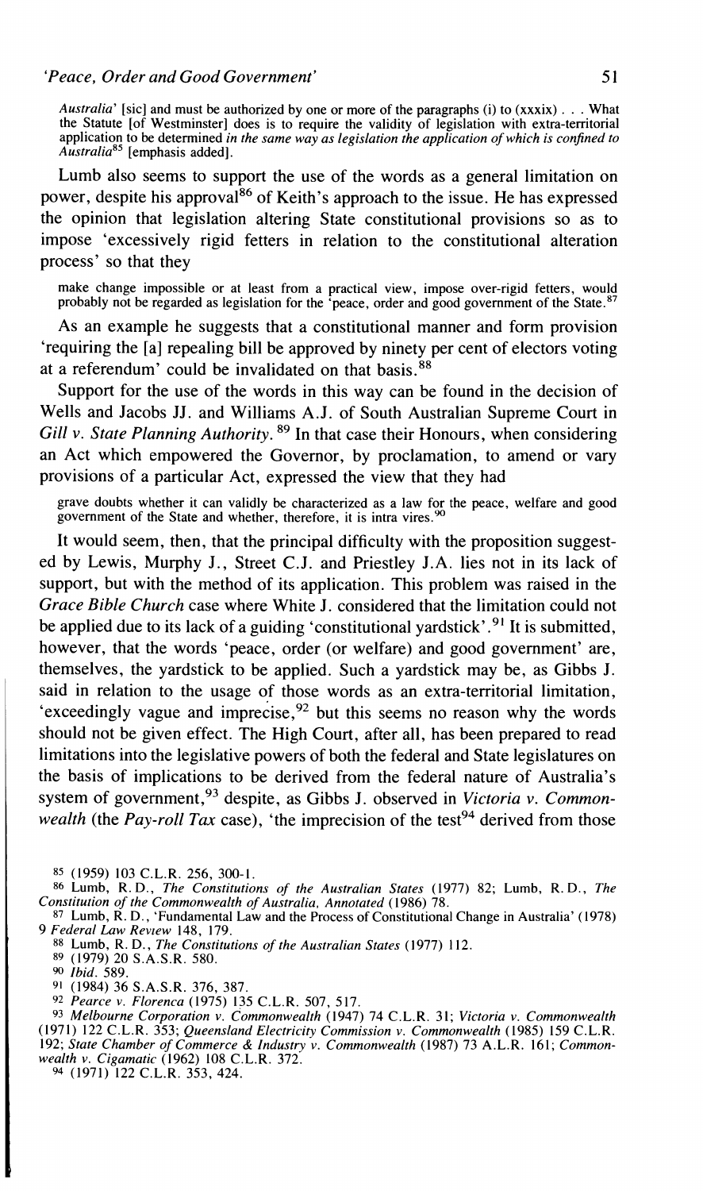*Australia'* [sic] and must be authorized by one or more of the paragraphs (i) to (xxxix) . . . What the Statute [of Westminster] does is to require the validity of legislation with extra-territorial application to be determined *in the same way as legislation the application of which is confined to Australia*[85] [emphasis added].

Lumb also seems to support the use of the words as a general limitation on power, despite his approval[86] of Keith's approach to the issue. He has expressed the opinion that legislation altering State constitutional provisions so as to impose 'excessively rigid fetters in relation to the constitutional alteration process' so that they

make change impossible or at least from a practical view, impose over-rigid fetters, would probably not be regarded as legislation for the 'peace, order and good government of the State.[87]

As an example he suggests that a constitutional manner and form provision 'requiring the [a] repealing bill be approved by ninety per cent of electors voting at a referendum' could be invalidated on that basis.[88]

Support for the use of the words in this way can be found in the decision of Wells and Jacobs JJ. and Williams A.J. of South Australian Supreme Court in *Gill v. State Planning Authority.*[89] In that case their Honours, when considering an Act which empowered the Governor, by proclamation, to amend or vary provisions of a particular Act, expressed the view that they had

grave doubts whether it can validly be characterized as a law for the peace, welfare and good government of the State and whether, therefore, it is intra vires.[90]

It would seem, then, that the principal difficulty with the proposition suggested by Lewis, Murphy J., Street C.J. and Priestley J.A. lies not in its lack of support, but with the method of its application. This problem was raised in the *Grace Bible Church* case where White J. considered that the limitation could not be applied due to its lack of a guiding 'constitutional yardstick'.[91] It is submitted, however, that the words 'peace, order (or welfare) and good government' are, themselves, the yardstick to be applied. Such a yardstick may be, as Gibbs J. said in relation to the usage of those words as an extra-territorial limitation, 'exceedingly vague and imprecise,[92] but this seems no reason why the words should not be given effect. The High Court, after all, has been prepared to read limitations into the legislative powers of both the federal and State legislatures on the basis of implications to be derived from the federal nature of Australia's system of government,[93] despite, as Gibbs J. observed in *Victoria v. Commonwealth* (the *Pay-roll Tax* case), 'the imprecision of the test[94] derived from those

---

[85] (1959) 103 C.L.R. 256, 300-1.

[86] Lumb, R. D., *The Constitutions of the Australian States* (1977) 82; Lumb, R. D., *The Constitution of the Commonwealth of Australia, Annotated* (1986) 78.

[87] Lumb, R. D., 'Fundamental Law and the Process of Constitutional Change in Australia' (1978) 9 *Federal Law Review* 148, 179.

[88] Lumb, R. D., *The Constitutions of the Australian States* (1977) 112.

[89] (1979) 20 S.A.S.R. 580.

[90] *Ibid.* 589.

[91] (1984) 36 S.A.S.R. 376, 387.

[92] *Pearce v. Florenca* (1975) 135 C.L.R. 507, 517.

[93] *Melbourne Corporation v. Commonwealth* (1947) 74 C.L.R. 31; *Victoria v. Commonwealth* (1971) 122 C.L.R. 353; *Queensland Electricity Commission v. Commonwealth* (1985) 159 C.L.R. 192; *State Chamber of Commerce & Industry v. Commonwealth* (1987) 73 A.L.R. 161; *Commonwealth v. Cigamatic* (1962) 108 C.L.R. 372.

[94] (1971) 122 C.L.R. 353, 424.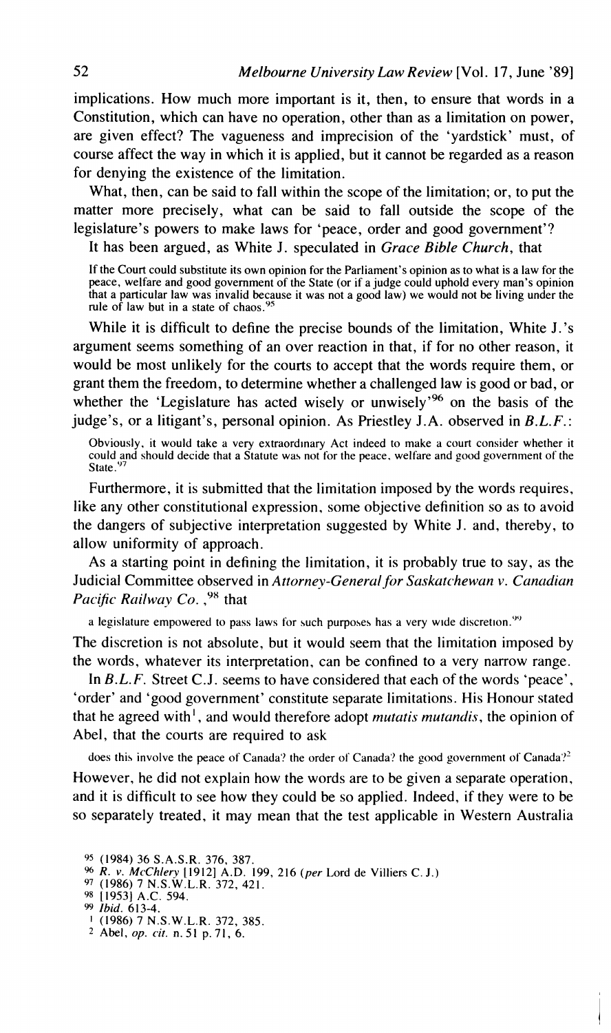implications. How much more important is it, then, to ensure that words in a Constitution, which can have no operation, other than as a limitation on power, are given effect? The vagueness and imprecision of the 'yardstick' must, of course affect the way in which it is applied, but it cannot be regarded as a reason for denying the existence of the limitation.

What, then, can be said to fall within the scope of the limitation; or, to put the matter more precisely, what can be said to fall outside the scope of the legislature's powers to make laws for 'peace, order and good government'?

It has been argued, as White J. speculated in *Grace Bible Church*, that

> If the Court could substitute its own opinion for the Parliament's opinion as to what is a law for the peace, welfare and good government of the State (or if a judge could uphold every man's opinion that a particular law was invalid because it was not a good law) we would not be living under the rule of law but in a state of chaos.[95]

While it is difficult to define the precise bounds of the limitation, White J.'s argument seems something of an over reaction in that, if for no other reason, it would be most unlikely for the courts to accept that the words require them, or grant them the freedom, to determine whether a challenged law is good or bad, or whether the 'Legislature has acted wisely or unwisely'[96] on the basis of the judge's, or a litigant's, personal opinion. As Priestley J.A. observed in *B.L.F.*:

> Obviously, it would take a very extraordinary Act indeed to make a court consider whether it could and should decide that a Statute was not for the peace, welfare and good government of the State.[97]

Furthermore, it is submitted that the limitation imposed by the words requires, like any other constitutional expression, some objective definition so as to avoid the dangers of subjective interpretation suggested by White J. and, thereby, to allow uniformity of approach.

As a starting point in defining the limitation, it is probably true to say, as the Judicial Committee observed in *Attorney-General for Saskatchewan v. Canadian Pacific Railway Co.*,[98] that

> a legislature empowered to pass laws for such purposes has a very wide discretion.[99]

The discretion is not absolute, but it would seem that the limitation imposed by the words, whatever its interpretation, can be confined to a very narrow range.

In *B.L.F.* Street C.J. seems to have considered that each of the words 'peace', 'order' and 'good government' constitute separate limitations. His Honour stated that he agreed with[1], and would therefore adopt *mutatis mutandis*, the opinion of Abel, that the courts are required to ask

> does this involve the peace of Canada? the order of Canada? the good government of Canada?[2]

However, he did not explain how the words are to be given a separate operation, and it is difficult to see how they could be so applied. Indeed, if they were to be so separately treated, it may mean that the test applicable in Western Australia

---

[95] (1984) 36 S.A.S.R. 376, 387.
[96] *R. v. McChlery* [1912] A.D. 199, 216 (*per* Lord de Villiers C.J.)
[97] (1986) 7 N.S.W.L.R. 372, 421.
[98] [1953] A.C. 594.
[99] *Ibid.* 613-4.
[1] (1986) 7 N.S.W.L.R. 372, 385.
[2] Abel, *op. cit.* n. 51 p. 71, 6.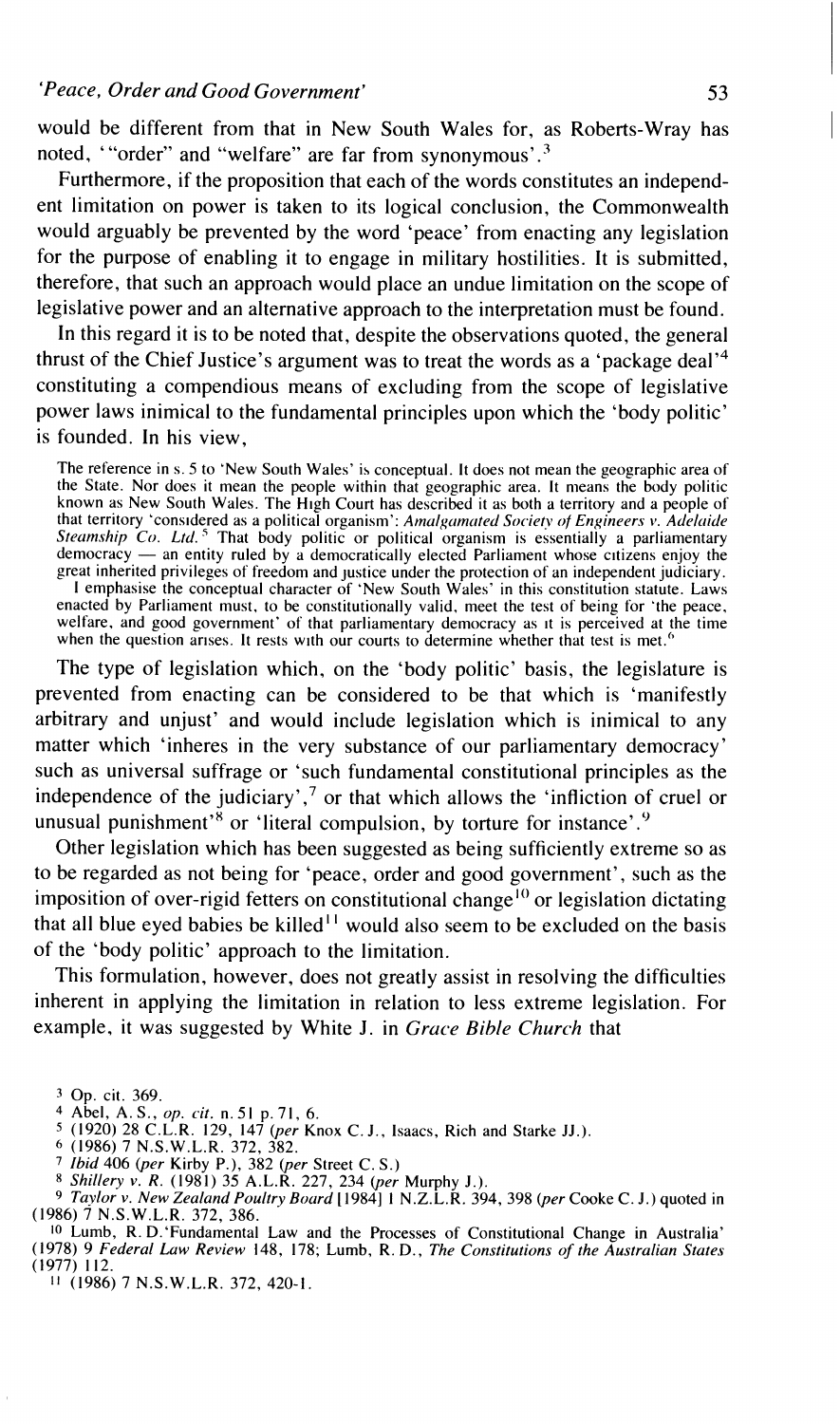would be different from that in New South Wales for, as Roberts-Wray has noted, '"order" and "welfare" are far from synonymous'.[3]

Furthermore, if the proposition that each of the words constitutes an independent limitation on power is taken to its logical conclusion, the Commonwealth would arguably be prevented by the word 'peace' from enacting any legislation for the purpose of enabling it to engage in military hostilities. It is submitted, therefore, that such an approach would place an undue limitation on the scope of legislative power and an alternative approach to the interpretation must be found.

In this regard it is to be noted that, despite the observations quoted, the general thrust of the Chief Justice's argument was to treat the words as a 'package deal'[4] constituting a compendious means of excluding from the scope of legislative power laws inimical to the fundamental principles upon which the 'body politic' is founded. In his view,

> The reference in s. 5 to 'New South Wales' is conceptual. It does not mean the geographic area of the State. Nor does it mean the people within that geographic area. It means the body politic known as New South Wales. The High Court has described it as both a territory and a people of that territory 'considered as a political organism': *Amalgamated Society of Engineers v. Adelaide Steamship Co. Ltd.*[5] That body politic or political organism is essentially a parliamentary democracy — an entity ruled by a democratically elected Parliament whose citizens enjoy the great inherited privileges of freedom and justice under the protection of an independent judiciary.
>
> I emphasise the conceptual character of 'New South Wales' in this constitution statute. Laws enacted by Parliament must, to be constitutionally valid, meet the test of being for 'the peace, welfare, and good government' of that parliamentary democracy as it is perceived at the time when the question arises. It rests with our courts to determine whether that test is met.[6]

The type of legislation which, on the 'body politic' basis, the legislature is prevented from enacting can be considered to be that which is 'manifestly arbitrary and unjust' and would include legislation which is inimical to any matter which 'inheres in the very substance of our parliamentary democracy' such as universal suffrage or 'such fundamental constitutional principles as the independence of the judiciary',[7] or that which allows the 'infliction of cruel or unusual punishment'[8] or 'literal compulsion, by torture for instance'.[9]

Other legislation which has been suggested as being sufficiently extreme so as to be regarded as not being for 'peace, order and good government', such as the imposition of over-rigid fetters on constitutional change[10] or legislation dictating that all blue eyed babies be killed[11] would also seem to be excluded on the basis of the 'body politic' approach to the limitation.

This formulation, however, does not greatly assist in resolving the difficulties inherent in applying the limitation in relation to less extreme legislation. For example, it was suggested by White J. in *Grace Bible Church* that

---

[3] Op. cit. 369.

[4] Abel, A. S., *op. cit.* n. 51 p. 71, 6.

[5] (1920) 28 C.L.R. 129, 147 (*per* Knox C. J., Isaacs, Rich and Starke JJ.).

[6] (1986) 7 N.S.W.L.R. 372, 382.

[7] *Ibid* 406 (*per* Kirby P.), 382 (*per* Street C. S.)

[8] *Shillery v. R.* (1981) 35 A.L.R. 227, 234 (*per* Murphy J.).

[9] *Taylor v. New Zealand Poultry Board* [1984] 1 N.Z.L.R. 394, 398 (*per* Cooke C. J.) quoted in (1986) 7 N.S.W.L.R. 372, 386.

[10] Lumb, R. D.'Fundamental Law and the Processes of Constitutional Change in Australia' (1978) 9 *Federal Law Review* 148, 178; Lumb, R. D., *The Constitutions of the Australian States* (1977) 112.

[11] (1986) 7 N.S.W.L.R. 372, 420-1.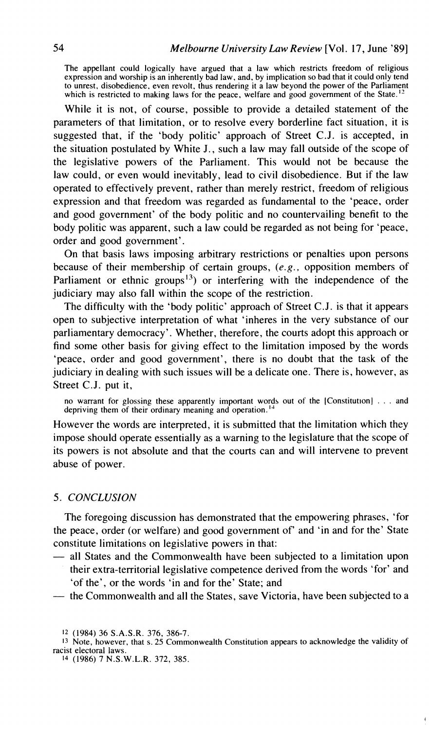The appellant could logically have argued that a law which restricts freedom of religious expression and worship is an inherently bad law, and, by implication so bad that it could only tend to unrest, disobedience, even revolt, thus rendering it a law beyond the power of the Parliament which is restricted to making laws for the peace, welfare and good government of the State.[12]

While it is not, of course, possible to provide a detailed statement of the parameters of that limitation, or to resolve every borderline fact situation, it is suggested that, if the 'body politic' approach of Street C.J. is accepted, in the situation postulated by White J., such a law may fall outside of the scope of the legislative powers of the Parliament. This would not be because the law could, or even would inevitably, lead to civil disobedience. But if the law operated to effectively prevent, rather than merely restrict, freedom of religious expression and that freedom was regarded as fundamental to the 'peace, order and good government' of the body politic and no countervailing benefit to the body politic was apparent, such a law could be regarded as not being for 'peace, order and good government'.

On that basis laws imposing arbitrary restrictions or penalties upon persons because of their membership of certain groups, (*e.g.*, opposition members of Parliament or ethnic groups[13]) or interfering with the independence of the judiciary may also fall within the scope of the restriction.

The difficulty with the 'body politic' approach of Street C.J. is that it appears open to subjective interpretation of what 'inheres in the very substance of our parliamentary democracy'. Whether, therefore, the courts adopt this approach or find some other basis for giving effect to the limitation imposed by the words 'peace, order and good government', there is no doubt that the task of the judiciary in dealing with such issues will be a delicate one. There is, however, as Street C.J. put it,

> no warrant for glossing these apparently important words out of the [Constitution] . . . and depriving them of their ordinary meaning and operation.[14]

However the words are interpreted, it is submitted that the limitation which they impose should operate essentially as a warning to the legislature that the scope of its powers is not absolute and that the courts can and will intervene to prevent abuse of power.

## 5. *CONCLUSION*

The foregoing discussion has demonstrated that the empowering phrases, 'for the peace, order (or welfare) and good government of' and 'in and for the' State constitute limitations on legislative powers in that:

- all States and the Commonwealth have been subjected to a limitation upon their extra-territorial legislative competence derived from the words 'for' and 'of the', or the words 'in and for the' State; and
- the Commonwealth and all the States, save Victoria, have been subjected to a

---

12 (1984) 36 S.A.S.R. 376, 386-7.

13 Note, however, that s. 25 Commonwealth Constitution appears to acknowledge the validity of racist electoral laws.

14 (1986) 7 N.S.W.L.R. 372, 385.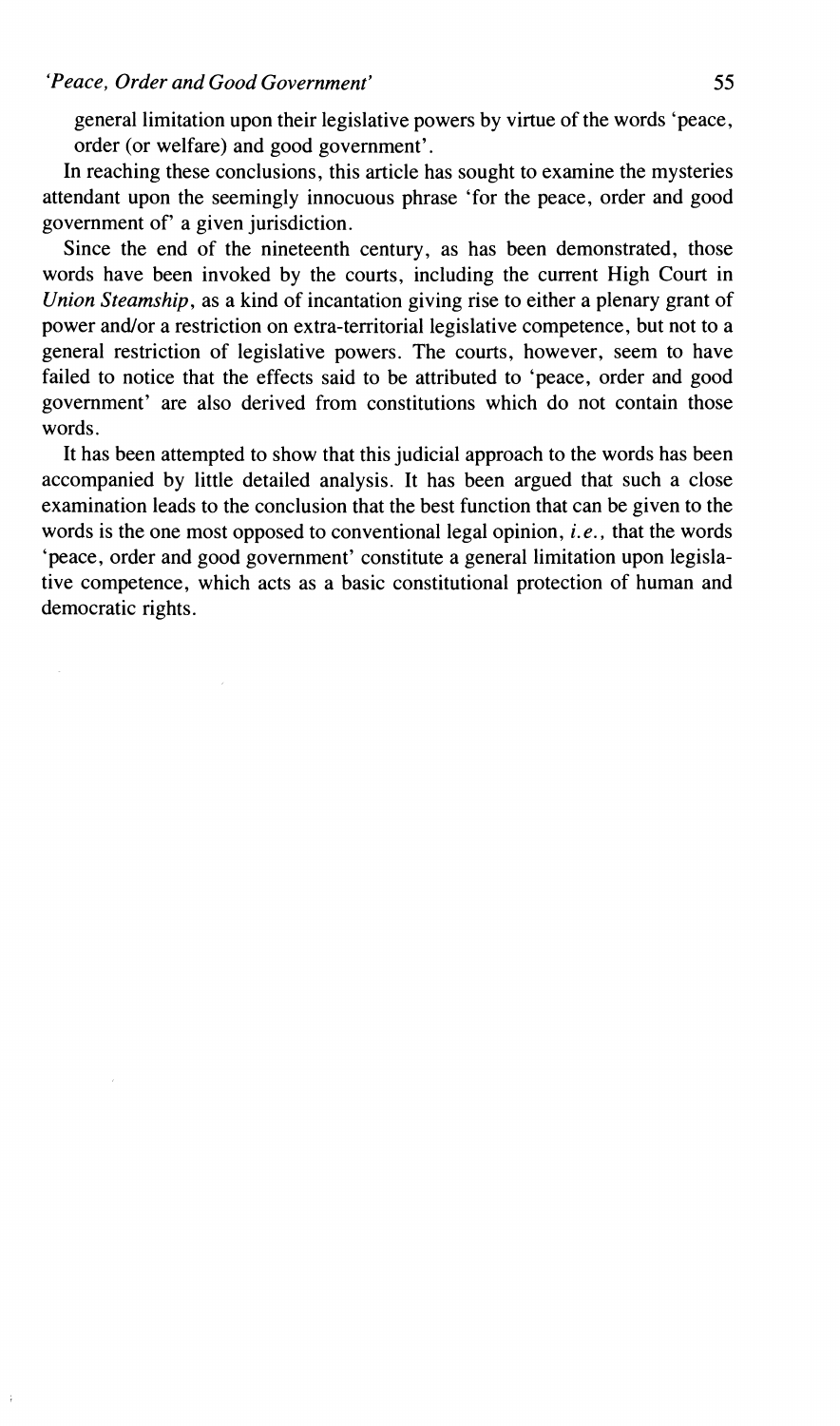general limitation upon their legislative powers by virtue of the words 'peace, order (or welfare) and good government'.

In reaching these conclusions, this article has sought to examine the mysteries attendant upon the seemingly innocuous phrase 'for the peace, order and good government of' a given jurisdiction.

Since the end of the nineteenth century, as has been demonstrated, those words have been invoked by the courts, including the current High Court in *Union Steamship*, as a kind of incantation giving rise to either a plenary grant of power and/or a restriction on extra-territorial legislative competence, but not to a general restriction of legislative powers. The courts, however, seem to have failed to notice that the effects said to be attributed to 'peace, order and good government' are also derived from constitutions which do not contain those words.

It has been attempted to show that this judicial approach to the words has been accompanied by little detailed analysis. It has been argued that such a close examination leads to the conclusion that the best function that can be given to the words is the one most opposed to conventional legal opinion, *i.e.*, that the words 'peace, order and good government' constitute a general limitation upon legislative competence, which acts as a basic constitutional protection of human and democratic rights.